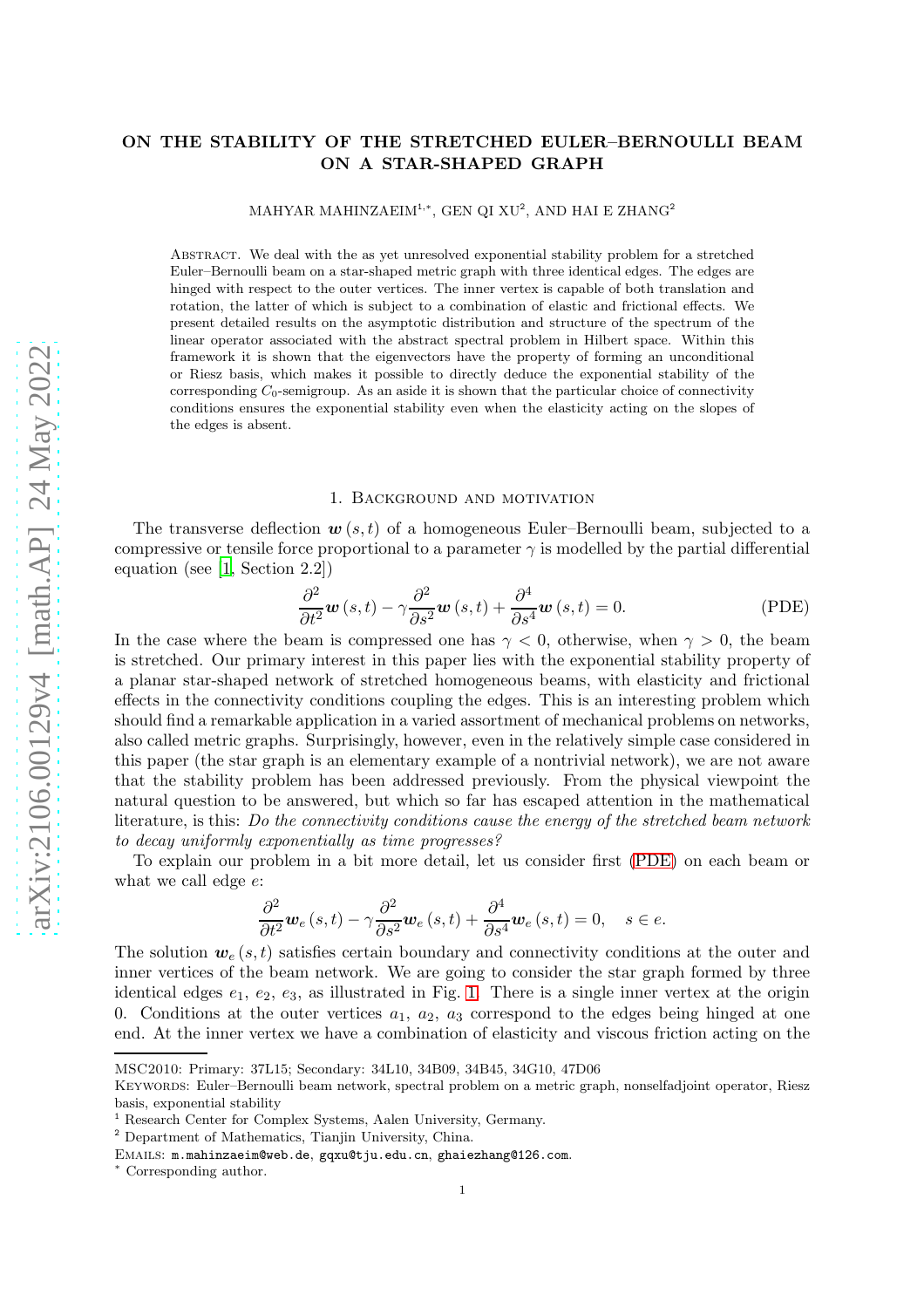# ON THE STABILITY OF THE STRETCHED EULER–BERNOULLI BEAM ON A STAR-SHAPED GRAPH

MAHYAR MAHINZAEIM[1,*], GEN QI XU[2], AND HAI E ZHANG[2]

Abstract. We deal with the as yet unresolved exponential stability problem for a stretched Euler–Bernoulli beam on a star-shaped metric graph with three identical edges. The edges are hinged with respect to the outer vertices. The inner vertex is capable of both translation and rotation, the latter of which is subject to a combination of elastic and frictional effects. We present detailed results on the asymptotic distribution and structure of the spectrum of the linear operator associated with the abstract spectral problem in Hilbert space. Within this framework it is shown that the eigenvectors have the property of forming an unconditional or Riesz basis, which makes it possible to directly deduce the exponential stability of the corresponding $C_0$-semigroup. As an aside it is shown that the particular choice of connectivity conditions ensures the exponential stability even when the elasticity acting on the slopes of the edges is absent.

## 1. Background and motivation

The transverse deflection $\boldsymbol{w}(s,t)$ of a homogeneous Euler–Bernoulli beam, subjected to a compressive or tensile force proportional to a parameter $\gamma$ is modelled by the partial differential equation (see [1, Section 2.2])

$$\frac{\partial^2}{\partial t^2}\boldsymbol{w}(s,t) - \gamma\frac{\partial^2}{\partial s^2}\boldsymbol{w}(s,t) + \frac{\partial^4}{\partial s^4}\boldsymbol{w}(s,t) = 0. \tag{PDE}$$

In the case where the beam is compressed one has $\gamma < 0$, otherwise, when $\gamma > 0$, the beam is stretched. Our primary interest in this paper lies with the exponential stability property of a planar star-shaped network of stretched homogeneous beams, with elasticity and frictional effects in the connectivity conditions coupling the edges. This is an interesting problem which should find a remarkable application in a varied assortment of mechanical problems on networks, also called metric graphs. Surprisingly, however, even in the relatively simple case considered in this paper (the star graph is an elementary example of a nontrivial network), we are not aware that the stability problem has been addressed previously. From the physical viewpoint the natural question to be answered, but which so far has escaped attention in the mathematical literature, is this: *Do the connectivity conditions cause the energy of the stretched beam network to decay uniformly exponentially as time progresses?*

To explain our problem in a bit more detail, let us consider first (PDE) on each beam or what we call edge $e$:

$$\frac{\partial^2}{\partial t^2}\boldsymbol{w}_e(s,t) - \gamma\frac{\partial^2}{\partial s^2}\boldsymbol{w}_e(s,t) + \frac{\partial^4}{\partial s^4}\boldsymbol{w}_e(s,t) = 0, \quad s \in e.$$

The solution $\boldsymbol{w}_e(s,t)$ satisfies certain boundary and connectivity conditions at the outer and inner vertices of the beam network. We are going to consider the star graph formed by three identical edges $e_1$, $e_2$, $e_3$, as illustrated in Fig. 1. There is a single inner vertex at the origin 0. Conditions at the outer vertices $a_1$, $a_2$, $a_3$ correspond to the edges being hinged at one end. At the inner vertex we have a combination of elasticity and viscous friction acting on the

---

MSC2010: Primary: 37L15; Secondary: 34L10, 34B09, 34B45, 34G10, 47D06

Keywords: Euler–Bernoulli beam network, spectral problem on a metric graph, nonselfadjoint operator, Riesz basis, exponential stability

[1] Research Center for Complex Systems, Aalen University, Germany.

[2] Department of Mathematics, Tianjin University, China.

Emails: m.mahinzaeim@web.de, gqxu@tju.edu.cn, ghaiezhang@126.com.

[*] Corresponding author.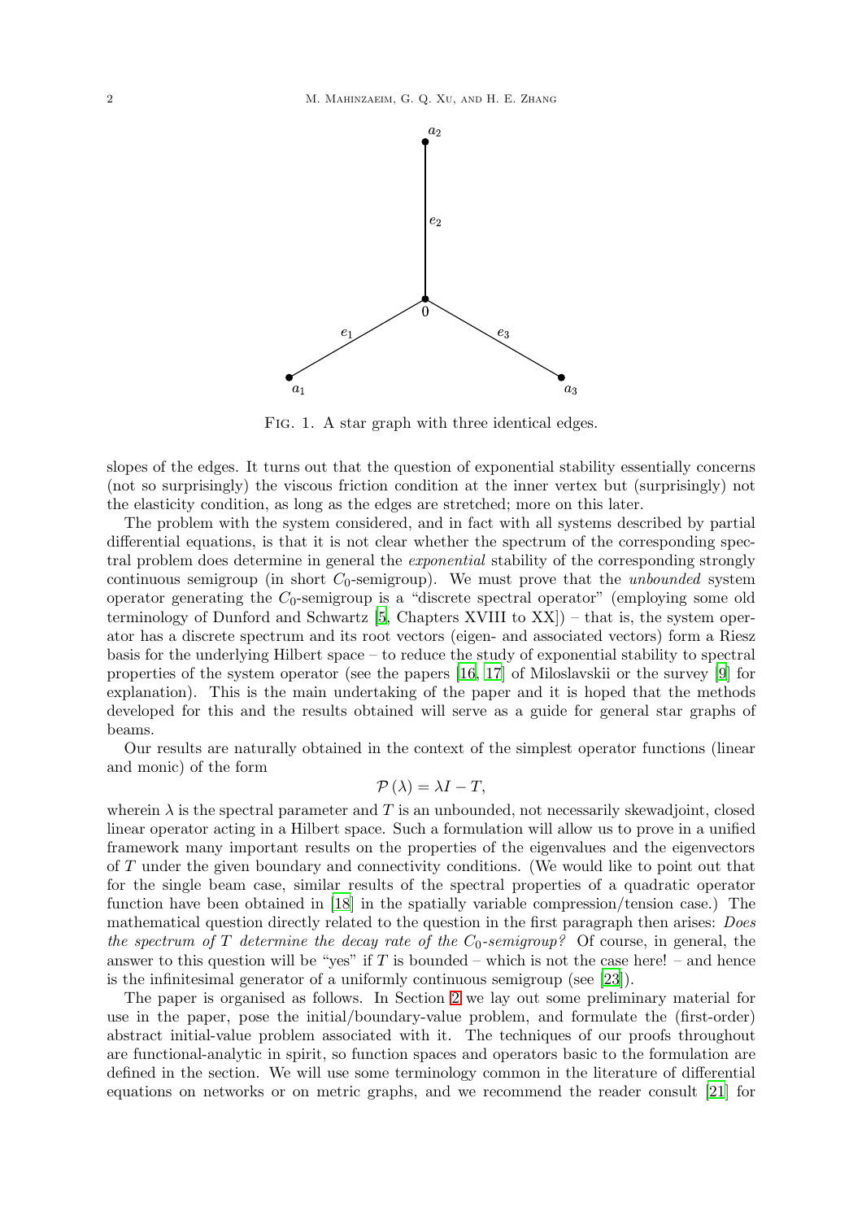FIG. 1. A star graph with three identical edges.

slopes of the edges. It turns out that the question of exponential stability essentially concerns (not so surprisingly) the viscous friction condition at the inner vertex but (surprisingly) not the elasticity condition, as long as the edges are stretched; more on this later.

The problem with the system considered, and in fact with all systems described by partial differential equations, is that it is not clear whether the spectrum of the corresponding spectral problem does determine in general the *exponential* stability of the corresponding strongly continuous semigroup (in short $C_0$-semigroup). We must prove that the *unbounded* system operator generating the $C_0$-semigroup is a "discrete spectral operator" (employing some old terminology of Dunford and Schwartz [5, Chapters XVIII to XX]) – that is, the system operator has a discrete spectrum and its root vectors (eigen- and associated vectors) form a Riesz basis for the underlying Hilbert space – to reduce the study of exponential stability to spectral properties of the system operator (see the papers [16, 17] of Miloslavskii or the survey [9] for explanation). This is the main undertaking of the paper and it is hoped that the methods developed for this and the results obtained will serve as a guide for general star graphs of beams.

Our results are naturally obtained in the context of the simplest operator functions (linear and monic) of the form

$$\mathcal{P}(\lambda) = \lambda I - T,$$

wherein $\lambda$ is the spectral parameter and $T$ is an unbounded, not necessarily skewadjoint, closed linear operator acting in a Hilbert space. Such a formulation will allow us to prove in a unified framework many important results on the properties of the eigenvalues and the eigenvectors of $T$ under the given boundary and connectivity conditions. (We would like to point out that for the single beam case, similar results of the spectral properties of a quadratic operator function have been obtained in [18] in the spatially variable compression/tension case.) The mathematical question directly related to the question in the first paragraph then arises: *Does the spectrum of $T$ determine the decay rate of the $C_0$-semigroup?* Of course, in general, the answer to this question will be "yes" if $T$ is bounded – which is not the case here! – and hence is the infinitesimal generator of a uniformly continuous semigroup (see [23]).

The paper is organised as follows. In Section 2 we lay out some preliminary material for use in the paper, pose the initial/boundary-value problem, and formulate the (first-order) abstract initial-value problem associated with it. The techniques of our proofs throughout are functional-analytic in spirit, so function spaces and operators basic to the formulation are defined in the section. We will use some terminology common in the literature of differential equations on networks or on metric graphs, and we recommend the reader consult [21] for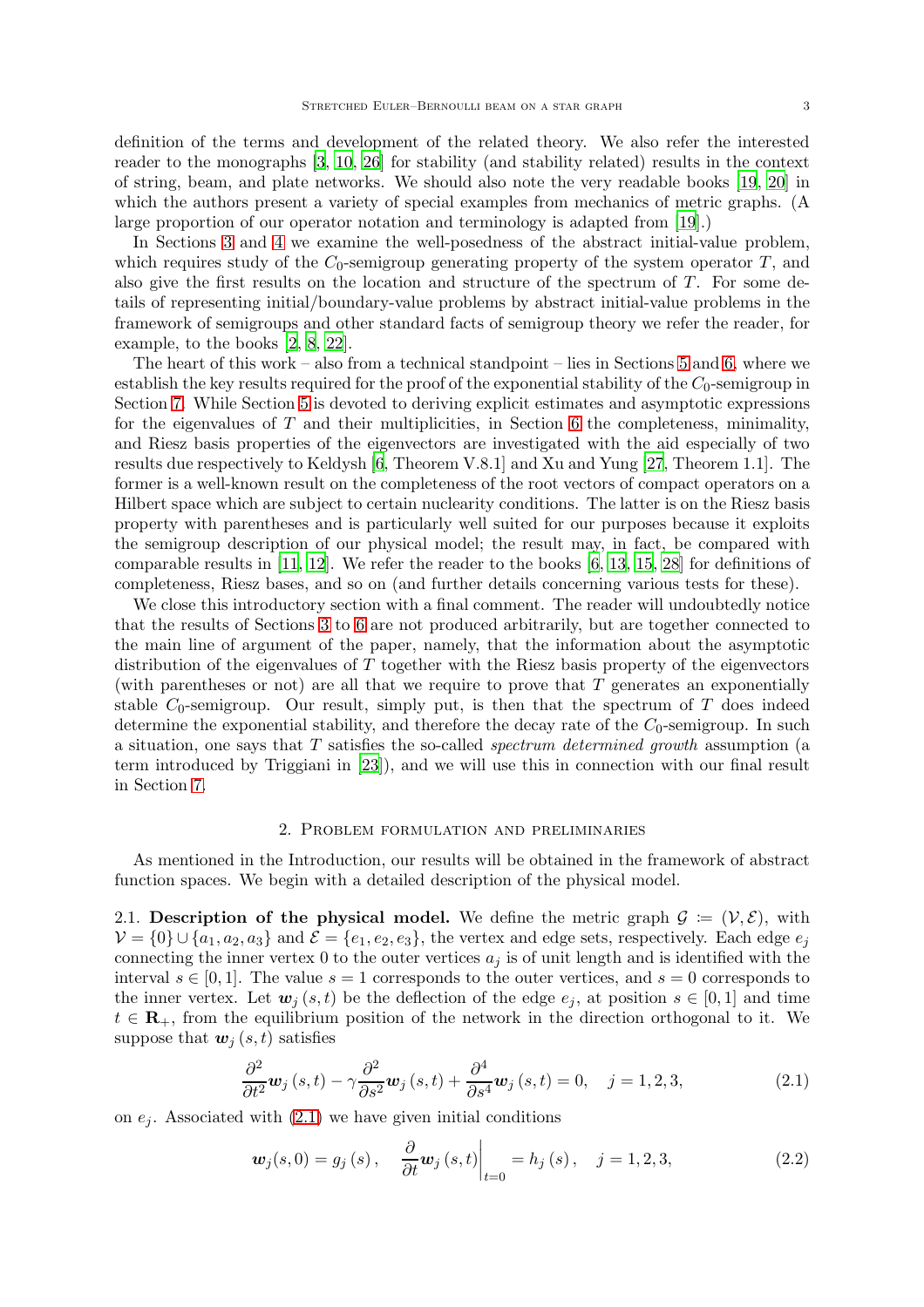definition of the terms and development of the related theory. We also refer the interested reader to the monographs [3, 10, 26] for stability (and stability related) results in the context of string, beam, and plate networks. We should also note the very readable books [19, 20] in which the authors present a variety of special examples from mechanics of metric graphs. (A large proportion of our operator notation and terminology is adapted from [19].)

In Sections 3 and 4 we examine the well-posedness of the abstract initial-value problem, which requires study of the $C_0$-semigroup generating property of the system operator $T$, and also give the first results on the location and structure of the spectrum of $T$. For some details of representing initial/boundary-value problems by abstract initial-value problems in the framework of semigroups and other standard facts of semigroup theory we refer the reader, for example, to the books [2, 8, 22].

The heart of this work – also from a technical standpoint – lies in Sections 5 and 6, where we establish the key results required for the proof of the exponential stability of the $C_0$-semigroup in Section 7. While Section 5 is devoted to deriving explicit estimates and asymptotic expressions for the eigenvalues of $T$ and their multiplicities, in Section 6 the completeness, minimality, and Riesz basis properties of the eigenvectors are investigated with the aid especially of two results due respectively to Keldysh [6, Theorem V.8.1] and Xu and Yung [27, Theorem 1.1]. The former is a well-known result on the completeness of the root vectors of compact operators on a Hilbert space which are subject to certain nuclearity conditions. The latter is on the Riesz basis property with parentheses and is particularly well suited for our purposes because it exploits the semigroup description of our physical model; the result may, in fact, be compared with comparable results in [11, 12]. We refer the reader to the books [6, 13, 15, 28] for definitions of completeness, Riesz bases, and so on (and further details concerning various tests for these).

We close this introductory section with a final comment. The reader will undoubtedly notice that the results of Sections 3 to 6 are not produced arbitrarily, but are together connected to the main line of argument of the paper, namely, that the information about the asymptotic distribution of the eigenvalues of $T$ together with the Riesz basis property of the eigenvectors (with parentheses or not) are all that we require to prove that $T$ generates an exponentially stable $C_0$-semigroup. Our result, simply put, is then that the spectrum of $T$ does indeed determine the exponential stability, and therefore the decay rate of the $C_0$-semigroup. In such a situation, one says that $T$ satisfies the so-called *spectrum determined growth* assumption (a term introduced by Triggiani in [23]), and we will use this in connection with our final result in Section 7.

## 2. Problem formulation and preliminaries

As mentioned in the Introduction, our results will be obtained in the framework of abstract function spaces. We begin with a detailed description of the physical model.

2.1. **Description of the physical model.** We define the metric graph $\mathcal{G} \coloneqq (\mathcal{V}, \mathcal{E})$, with $\mathcal{V} = \{0\} \cup \{a_1, a_2, a_3\}$ and $\mathcal{E} = \{e_1, e_2, e_3\}$, the vertex and edge sets, respectively. Each edge $e_j$ connecting the inner vertex 0 to the outer vertices $a_j$ is of unit length and is identified with the interval $s \in [0, 1]$. The value $s = 1$ corresponds to the outer vertices, and $s = 0$ corresponds to the inner vertex. Let $\boldsymbol{w}_j(s, t)$ be the deflection of the edge $e_j$, at position $s \in [0, 1]$ and time $t \in \mathbf{R}_+$, from the equilibrium position of the network in the direction orthogonal to it. We suppose that $\boldsymbol{w}_j(s, t)$ satisfies

$$\frac{\partial^2}{\partial t^2}\boldsymbol{w}_j(s,t) - \gamma \frac{\partial^2}{\partial s^2}\boldsymbol{w}_j(s,t) + \frac{\partial^4}{\partial s^4}\boldsymbol{w}_j(s,t) = 0, \quad j = 1, 2, 3, \tag{2.1}$$

on $e_j$. Associated with (2.1) we have given initial conditions

$$\boldsymbol{w}_j(s, 0) = g_j(s), \quad \left.\frac{\partial}{\partial t}\boldsymbol{w}_j(s,t)\right|_{t=0} = h_j(s), \quad j = 1, 2, 3, \tag{2.2}$$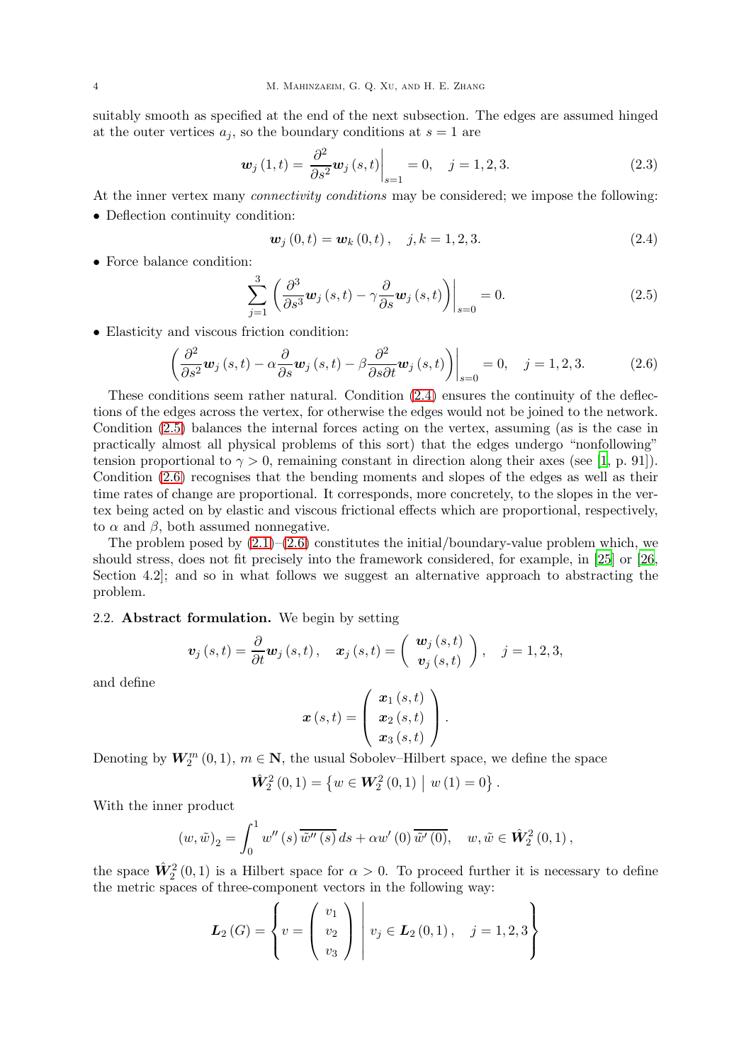suitably smooth as specified at the end of the next subsection. The edges are assumed hinged at the outer vertices $a_j$, so the boundary conditions at $s = 1$ are

$$\boldsymbol{w}_j(1,t) = \left.\frac{\partial^2}{\partial s^2}\boldsymbol{w}_j(s,t)\right|_{s=1} = 0, \quad j = 1,2,3. \tag{2.3}$$

At the inner vertex many *connectivity conditions* may be considered; we impose the following:

- Deflection continuity condition:

$$\boldsymbol{w}_j(0,t) = \boldsymbol{w}_k(0,t), \quad j,k = 1,2,3. \tag{2.4}$$

- Force balance condition:

$$\sum_{j=1}^{3}\left.\left(\frac{\partial^3}{\partial s^3}\boldsymbol{w}_j(s,t) - \gamma\frac{\partial}{\partial s}\boldsymbol{w}_j(s,t)\right)\right|_{s=0} = 0. \tag{2.5}$$

- Elasticity and viscous friction condition:

$$\left.\left(\frac{\partial^2}{\partial s^2}\boldsymbol{w}_j(s,t) - \alpha\frac{\partial}{\partial s}\boldsymbol{w}_j(s,t) - \beta\frac{\partial^2}{\partial s\partial t}\boldsymbol{w}_j(s,t)\right)\right|_{s=0} = 0, \quad j = 1,2,3. \tag{2.6}$$

These conditions seem rather natural. Condition (2.4) ensures the continuity of the deflections of the edges across the vertex, for otherwise the edges would not be joined to the network. Condition (2.5) balances the internal forces acting on the vertex, assuming (as is the case in practically almost all physical problems of this sort) that the edges undergo "nonfollowing" tension proportional to $\gamma > 0$, remaining constant in direction along their axes (see [1, p. 91]). Condition (2.6) recognises that the bending moments and slopes of the edges as well as their time rates of change are proportional. It corresponds, more concretely, to the slopes in the vertex being acted on by elastic and viscous frictional effects which are proportional, respectively, to $\alpha$ and $\beta$, both assumed nonnegative.

The problem posed by (2.1)–(2.6) constitutes the initial/boundary-value problem which, we should stress, does not fit precisely into the framework considered, for example, in [25] or [26, Section 4.2]; and so in what follows we suggest an alternative approach to abstracting the problem.

### 2.2. Abstract formulation.

We begin by setting

$$\boldsymbol{v}_j(s,t) = \frac{\partial}{\partial t}\boldsymbol{w}_j(s,t), \quad \boldsymbol{x}_j(s,t) = \begin{pmatrix} \boldsymbol{w}_j(s,t) \\ \boldsymbol{v}_j(s,t) \end{pmatrix}, \quad j = 1,2,3,$$

and define

$$\boldsymbol{x}(s,t) = \begin{pmatrix} \boldsymbol{x}_1(s,t) \\ \boldsymbol{x}_2(s,t) \\ \boldsymbol{x}_3(s,t) \end{pmatrix}.$$

Denoting by $\boldsymbol{W}_2^m(0,1)$, $m \in \mathbf{N}$, the usual Sobolev–Hilbert space, we define the space

$$\hat{\boldsymbol{W}}_2^2(0,1) = \left\{ w \in \boldsymbol{W}_2^2(0,1) \;\middle|\; w(1) = 0 \right\}.$$

With the inner product

$$(w,\tilde{w})_2 = \int_0^1 w''(s)\,\overline{\tilde{w}''(s)}\,ds + \alpha w'(0)\,\overline{\tilde{w}'(0)}, \quad w,\tilde{w} \in \hat{\boldsymbol{W}}_2^2(0,1),$$

the space $\hat{\boldsymbol{W}}_2^2(0,1)$ is a Hilbert space for $\alpha > 0$. To proceed further it is necessary to define the metric spaces of three-component vectors in the following way:

$$\boldsymbol{L}_2(G) = \left\{ v = \begin{pmatrix} v_1 \\ v_2 \\ v_3 \end{pmatrix} \;\middle|\; v_j \in \boldsymbol{L}_2(0,1), \quad j = 1,2,3 \right\}$$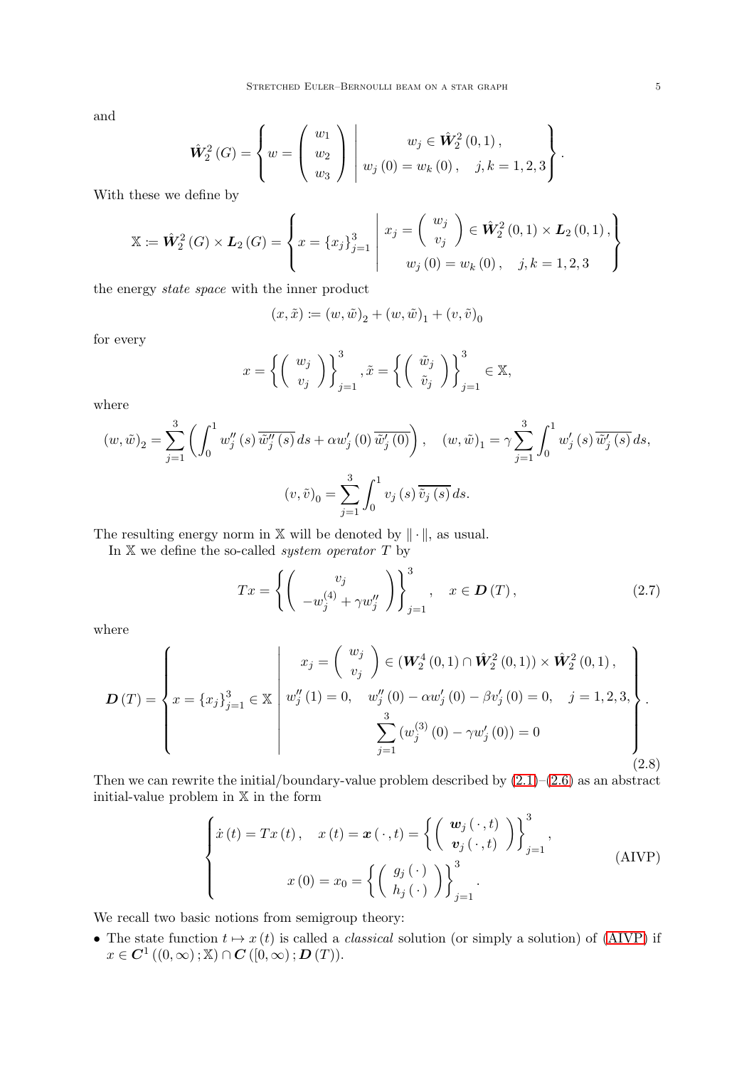and

$$\hat{\boldsymbol{W}}_2^2(G) = \left\{ w = \begin{pmatrix} w_1 \\ w_2 \\ w_3 \end{pmatrix} \;\middle|\; \begin{array}{c} w_j \in \hat{\boldsymbol{W}}_2^2(0,1), \\ w_j(0) = w_k(0), \quad j,k = 1,2,3 \end{array} \right\}.$$

With these we define by

$$\mathbb{X} := \hat{\boldsymbol{W}}_2^2(G) \times \boldsymbol{L}_2(G) = \left\{ x = \{x_j\}_{j=1}^3 \;\middle|\; \begin{array}{c} x_j = \begin{pmatrix} w_j \\ v_j \end{pmatrix} \in \hat{\boldsymbol{W}}_2^2(0,1) \times \boldsymbol{L}_2(0,1), \\ w_j(0) = w_k(0), \quad j,k = 1,2,3 \end{array} \right\}$$

the energy *state space* with the inner product

$$(x, \tilde{x}) := (w, \tilde{w})_2 + (w, \tilde{w})_1 + (v, \tilde{v})_0$$

for every

$$x = \left\{ \begin{pmatrix} w_j \\ v_j \end{pmatrix} \right\}_{j=1}^3, \tilde{x} = \left\{ \begin{pmatrix} \tilde{w}_j \\ \tilde{v}_j \end{pmatrix} \right\}_{j=1}^3 \in \mathbb{X},$$

where

$$(w, \tilde{w})_2 = \sum_{j=1}^3 \left( \int_0^1 w_j''(s) \overline{\tilde{w}_j''(s)}\, ds + \alpha w_j'(0) \overline{\tilde{w}_j'(0)} \right), \quad (w, \tilde{w})_1 = \gamma \sum_{j=1}^3 \int_0^1 w_j'(s) \overline{\tilde{w}_j'(s)}\, ds,$$

$$(v, \tilde{v})_0 = \sum_{j=1}^3 \int_0^1 v_j(s) \overline{\tilde{v}_j(s)}\, ds.$$

The resulting energy norm in $\mathbb{X}$ will be denoted by $\|\cdot\|$, as usual.

In $\mathbb{X}$ we define the so-called *system operator* $T$ by

$$Tx = \left\{ \begin{pmatrix} v_j \\ -w_j^{(4)} + \gamma w_j'' \end{pmatrix} \right\}_{j=1}^3, \quad x \in \boldsymbol{D}(T), \tag{2.7}$$

where

$$\boldsymbol{D}(T) = \left\{ x = \{x_j\}_{j=1}^3 \in \mathbb{X} \;\middle|\; \begin{array}{c} x_j = \begin{pmatrix} w_j \\ v_j \end{pmatrix} \in (\boldsymbol{W}_2^4(0,1) \cap \hat{\boldsymbol{W}}_2^2(0,1)) \times \hat{\boldsymbol{W}}_2^2(0,1), \\ w_j''(1) = 0, \quad w_j''(0) - \alpha w_j'(0) - \beta v_j'(0) = 0, \quad j = 1,2,3, \\ \sum_{j=1}^3 (w_j^{(3)}(0) - \gamma w_j'(0)) = 0 \end{array} \right\}. \tag{2.8}$$

Then we can rewrite the initial/boundary-value problem described by (2.1)–(2.6) as an abstract initial-value problem in $\mathbb{X}$ in the form

$$\begin{cases} \dot{x}(t) = Tx(t), \quad x(t) = \boldsymbol{x}(\cdot, t) = \left\{ \begin{pmatrix} \boldsymbol{w}_j(\cdot, t) \\ \boldsymbol{v}_j(\cdot, t) \end{pmatrix} \right\}_{j=1}^3, \\ x(0) = x_0 = \left\{ \begin{pmatrix} g_j(\cdot) \\ h_j(\cdot) \end{pmatrix} \right\}_{j=1}^3. \end{cases} \tag{AIVP}$$

We recall two basic notions from semigroup theory:

- The state function $t \mapsto x(t)$ is called a *classical* solution (or simply a solution) of (AIVP) if $x \in \boldsymbol{C}^1((0,\infty); \mathbb{X}) \cap \boldsymbol{C}([0,\infty); \boldsymbol{D}(T))$.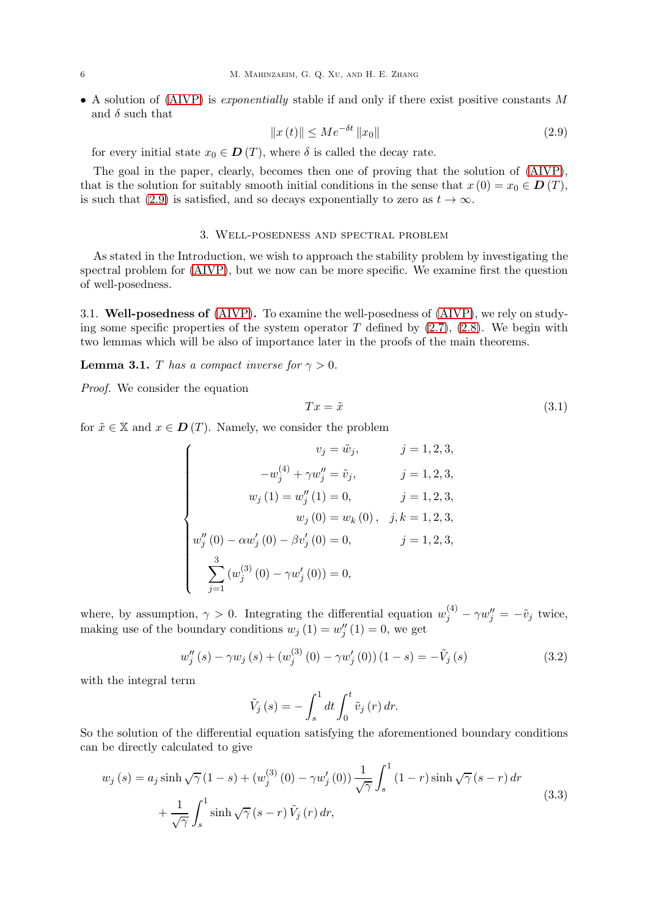- A solution of (AIVP) is *exponentially* stable if and only if there exist positive constants $M$ and $\delta$ such that

$$\|x(t)\| \le M e^{-\delta t} \|x_0\| \tag{2.9}$$

for every initial state $x_0 \in \boldsymbol{D}(T)$, where $\delta$ is called the decay rate.

The goal in the paper, clearly, becomes then one of proving that the solution of (AIVP), that is the solution for suitably smooth initial conditions in the sense that $x(0) = x_0 \in \boldsymbol{D}(T)$, is such that (2.9) is satisfied, and so decays exponentially to zero as $t \to \infty$.

## 3. Well-posedness and spectral problem

As stated in the Introduction, we wish to approach the stability problem by investigating the spectral problem for (AIVP), but we now can be more specific. We examine first the question of well-posedness.

### 3.1. Well-posedness of (AIVP).

To examine the well-posedness of (AIVP), we rely on studying some specific properties of the system operator $T$ defined by (2.7), (2.8). We begin with two lemmas which will be also of importance later in the proofs of the main theorems.

**Lemma 3.1.** *$T$ has a compact inverse for $\gamma > 0$.*

*Proof.* We consider the equation

$$Tx = \tilde{x} \tag{3.1}$$

for $\tilde{x} \in \mathbb{X}$ and $x \in \boldsymbol{D}(T)$. Namely, we consider the problem

$$\begin{cases} v_j = \tilde{w}_j, & j = 1,2,3, \\ -w_j^{(4)} + \gamma w_j'' = \tilde{v}_j, & j = 1,2,3, \\ w_j(1) = w_j''(1) = 0, & j = 1,2,3, \\ w_j(0) = w_k(0), & j,k = 1,2,3, \\ w_j''(0) - \alpha w_j'(0) - \beta v_j'(0) = 0, & j = 1,2,3, \\ \displaystyle\sum_{j=1}^{3} (w_j^{(3)}(0) - \gamma w_j'(0)) = 0, & \end{cases}$$

where, by assumption, $\gamma > 0$. Integrating the differential equation $w_j^{(4)} - \gamma w_j'' = -\tilde{v}_j$ twice, making use of the boundary conditions $w_j(1) = w_j''(1) = 0$, we get

$$w_j''(s) - \gamma w_j(s) + (w_j^{(3)}(0) - \gamma w_j'(0))(1-s) = -\tilde{V}_j(s) \tag{3.2}$$

with the integral term

$$\tilde{V}_j(s) = -\int_s^1 dt \int_0^t \tilde{v}_j(r)\,dr.$$

So the solution of the differential equation satisfying the aforementioned boundary conditions can be directly calculated to give

$$\begin{aligned} w_j(s) = {} & a_j \sinh\sqrt{\gamma}(1-s) + (w_j^{(3)}(0) - \gamma w_j'(0)) \frac{1}{\sqrt{\gamma}} \int_s^1 (1-r)\sinh\sqrt{\gamma}(s-r)\,dr \\ & + \frac{1}{\sqrt{\gamma}} \int_s^1 \sinh\sqrt{\gamma}(s-r)\,\tilde{V}_j(r)\,dr, \end{aligned} \tag{3.3}$$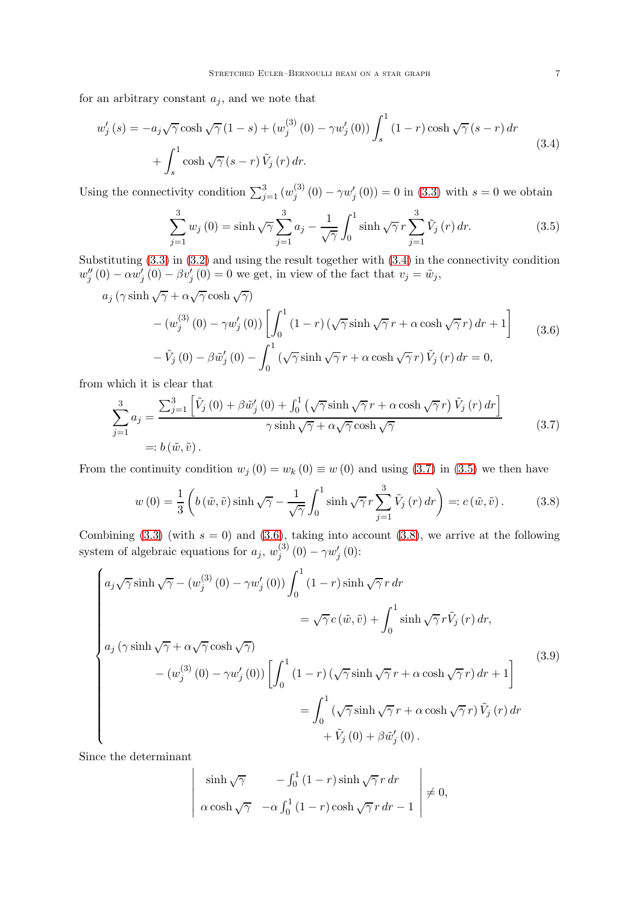for an arbitrary constant $a_j$, and we note that

$$
\begin{aligned}
w_j'(s) = &-a_j\sqrt{\gamma}\cosh\sqrt{\gamma}(1-s) + (w_j^{(3)}(0) - \gamma w_j'(0))\int_s^1 (1-r)\cosh\sqrt{\gamma}(s-r)\,dr \\
&+ \int_s^1 \cosh\sqrt{\gamma}(s-r)\,\tilde{V}_j(r)\,dr.
\end{aligned}
\tag{3.4}
$$

Using the connectivity condition $\sum_{j=1}^{3}(w_j^{(3)}(0) - \gamma w_j'(0)) = 0$ in (3.3) with $s=0$ we obtain

$$
\sum_{j=1}^{3} w_j(0) = \sinh\sqrt{\gamma}\sum_{j=1}^{3} a_j - \frac{1}{\sqrt{\gamma}}\int_0^1 \sinh\sqrt{\gamma}r\sum_{j=1}^{3}\tilde{V}_j(r)\,dr. \tag{3.5}
$$

Substituting (3.3) in (3.2) and using the result together with (3.4) in the connectivity condition $w_j''(0) - \alpha w_j'(0) - \beta v_j'(0) = 0$ we get, in view of the fact that $v_j = \tilde{w}_j$,

$$
\begin{aligned}
a_j&(\gamma\sinh\sqrt{\gamma} + \alpha\sqrt{\gamma}\cosh\sqrt{\gamma}) \\
&- (w_j^{(3)}(0) - \gamma w_j'(0))\left[\int_0^1 (1-r)(\sqrt{\gamma}\sinh\sqrt{\gamma}r + \alpha\cosh\sqrt{\gamma}r)\,dr + 1\right] \\
&- \tilde{V}_j(0) - \beta\tilde{w}_j'(0) - \int_0^1 (\sqrt{\gamma}\sinh\sqrt{\gamma}r + \alpha\cosh\sqrt{\gamma}r)\,\tilde{V}_j(r)\,dr = 0,
\end{aligned}
\tag{3.6}
$$

from which it is clear that

$$
\begin{aligned}
\sum_{j=1}^{3} a_j &= \frac{\sum_{j=1}^{3}\left[\tilde{V}_j(0) + \beta\tilde{w}_j'(0) + \int_0^1\left(\sqrt{\gamma}\sinh\sqrt{\gamma}r + \alpha\cosh\sqrt{\gamma}r\right)\tilde{V}_j(r)\,dr\right]}{\gamma\sinh\sqrt{\gamma} + \alpha\sqrt{\gamma}\cosh\sqrt{\gamma}} \\
&=: b(\tilde{w}, \tilde{v}).
\end{aligned}
\tag{3.7}
$$

From the continuity condition $w_j(0) = w_k(0) \equiv w(0)$ and using (3.7) in (3.5) we then have

$$
w(0) = \frac{1}{3}\left(b(\tilde{w},\tilde{v})\sinh\sqrt{\gamma} - \frac{1}{\sqrt{\gamma}}\int_0^1 \sinh\sqrt{\gamma}r\sum_{j=1}^{3}\tilde{V}_j(r)\,dr\right) =: c(\tilde{w},\tilde{v}). \tag{3.8}
$$

Combining (3.3) (with $s=0$) and (3.6), taking into account (3.8), we arrive at the following system of algebraic equations for $a_j$, $w_j^{(3)}(0) - \gamma w_j'(0)$:

$$
\begin{cases}
a_j\sqrt{\gamma}\sinh\sqrt{\gamma} - (w_j^{(3)}(0) - \gamma w_j'(0))\displaystyle\int_0^1 (1-r)\sinh\sqrt{\gamma}r\,dr \\
\qquad\qquad\qquad\qquad = \sqrt{\gamma}\,c(\tilde{w},\tilde{v}) + \displaystyle\int_0^1 \sinh\sqrt{\gamma}r\tilde{V}_j(r)\,dr, \\
a_j(\gamma\sinh\sqrt{\gamma} + \alpha\sqrt{\gamma}\cosh\sqrt{\gamma}) \\
\qquad - (w_j^{(3)}(0) - \gamma w_j'(0))\left[\displaystyle\int_0^1 (1-r)(\sqrt{\gamma}\sinh\sqrt{\gamma}r + \alpha\cosh\sqrt{\gamma}r)\,dr + 1\right] \\
\qquad\qquad\qquad\qquad = \displaystyle\int_0^1 (\sqrt{\gamma}\sinh\sqrt{\gamma}r + \alpha\cosh\sqrt{\gamma}r)\,\tilde{V}_j(r)\,dr \\
\qquad\qquad\qquad\qquad\quad + \tilde{V}_j(0) + \beta\tilde{w}_j'(0).
\end{cases}
\tag{3.9}
$$

Since the determinant

$$
\begin{vmatrix}
\sinh\sqrt{\gamma} & -\int_0^1 (1-r)\sinh\sqrt{\gamma}r\,dr \\
\alpha\cosh\sqrt{\gamma} & -\alpha\int_0^1 (1-r)\cosh\sqrt{\gamma}r\,dr - 1
\end{vmatrix} \neq 0,
$$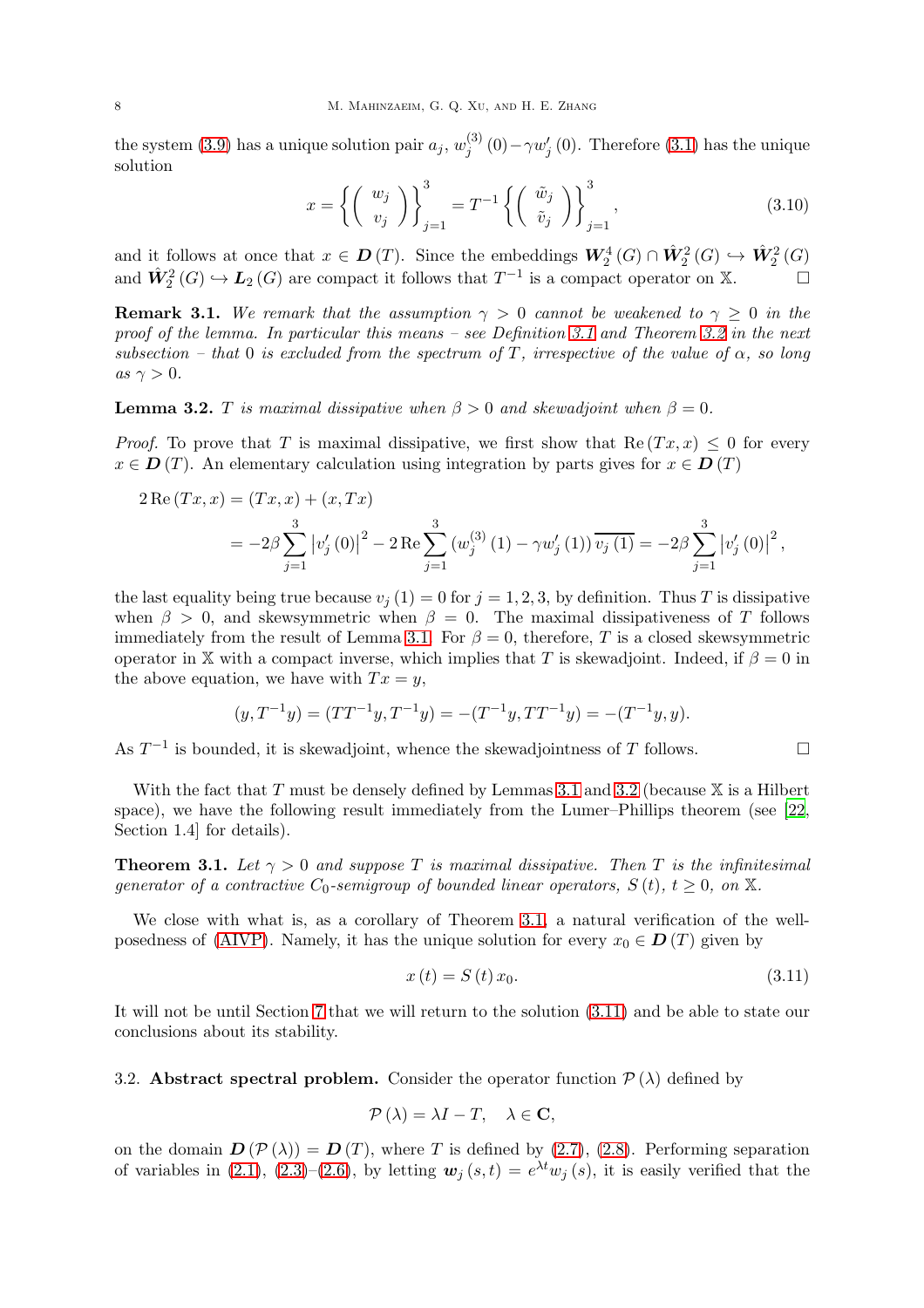the system (3.9) has a unique solution pair $a_j$, $w_j^{(3)}(0) - \gamma w_j'(0)$. Therefore (3.1) has the unique solution

$$x = \left\{ \begin{pmatrix} w_j \\ v_j \end{pmatrix} \right\}_{j=1}^{3} = T^{-1} \left\{ \begin{pmatrix} \tilde{w}_j \\ \tilde{v}_j \end{pmatrix} \right\}_{j=1}^{3}, \tag{3.10}$$

and it follows at once that $x \in \boldsymbol{D}(T)$. Since the embeddings $\boldsymbol{W}_2^4(G) \cap \hat{\boldsymbol{W}}_2^2(G) \hookrightarrow \hat{\boldsymbol{W}}_2^2(G)$ and $\hat{\boldsymbol{W}}_2^2(G) \hookrightarrow \boldsymbol{L}_2(G)$ are compact it follows that $T^{-1}$ is a compact operator on $\mathbb{X}$. $\square$

**Remark 3.1.** *We remark that the assumption $\gamma > 0$ cannot be weakened to $\gamma \geq 0$ in the proof of the lemma. In particular this means – see Definition 3.1 and Theorem 3.2 in the next subsection – that 0 is excluded from the spectrum of $T$, irrespective of the value of $\alpha$, so long as $\gamma > 0$.*

**Lemma 3.2.** *$T$ is maximal dissipative when $\beta > 0$ and skewadjoint when $\beta = 0$.*

*Proof.* To prove that $T$ is maximal dissipative, we first show that $\operatorname{Re}(Tx, x) \leq 0$ for every $x \in \boldsymbol{D}(T)$. An elementary calculation using integration by parts gives for $x \in \boldsymbol{D}(T)$

$$\begin{aligned} 2\operatorname{Re}(Tx, x) &= (Tx, x) + (x, Tx) \\ &= -2\beta \sum_{j=1}^{3} \left| v_j'(0) \right|^2 - 2\operatorname{Re} \sum_{j=1}^{3} \left( w_j^{(3)}(1) - \gamma w_j'(1) \right) \overline{v_j(1)} = -2\beta \sum_{j=1}^{3} \left| v_j'(0) \right|^2, \end{aligned}$$

the last equality being true because $v_j(1) = 0$ for $j = 1, 2, 3$, by definition. Thus $T$ is dissipative when $\beta > 0$, and skewsymmetric when $\beta = 0$. The maximal dissipativeness of $T$ follows immediately from the result of Lemma 3.1. For $\beta = 0$, therefore, $T$ is a closed skewsymmetric operator in $\mathbb{X}$ with a compact inverse, which implies that $T$ is skewadjoint. Indeed, if $\beta = 0$ in the above equation, we have with $Tx = y$,

$$(y, T^{-1}y) = (TT^{-1}y, T^{-1}y) = -(T^{-1}y, TT^{-1}y) = -(T^{-1}y, y).$$

As $T^{-1}$ is bounded, it is skewadjoint, whence the skewadjointness of $T$ follows. $\square$

With the fact that $T$ must be densely defined by Lemmas 3.1 and 3.2 (because $\mathbb{X}$ is a Hilbert space), we have the following result immediately from the Lumer–Phillips theorem (see [22, Section 1.4] for details).

**Theorem 3.1.** *Let $\gamma > 0$ and suppose $T$ is maximal dissipative. Then $T$ is the infinitesimal generator of a contractive $C_0$-semigroup of bounded linear operators, $S(t)$, $t \geq 0$, on $\mathbb{X}$.*

We close with what is, as a corollary of Theorem 3.1, a natural verification of the well-posedness of (AIVP). Namely, it has the unique solution for every $x_0 \in \boldsymbol{D}(T)$ given by

$$x(t) = S(t)\, x_0. \tag{3.11}$$

It will not be until Section 7 that we will return to the solution (3.11) and be able to state our conclusions about its stability.

### 3.2. Abstract spectral problem.

Consider the operator function $\mathcal{P}(\lambda)$ defined by

$$\mathcal{P}(\lambda) = \lambda I - T, \quad \lambda \in \mathbf{C},$$

on the domain $\boldsymbol{D}(\mathcal{P}(\lambda)) = \boldsymbol{D}(T)$, where $T$ is defined by (2.7), (2.8). Performing separation of variables in (2.1), (2.3)–(2.6), by letting $\boldsymbol{w}_j(s, t) = e^{\lambda t} w_j(s)$, it is easily verified that the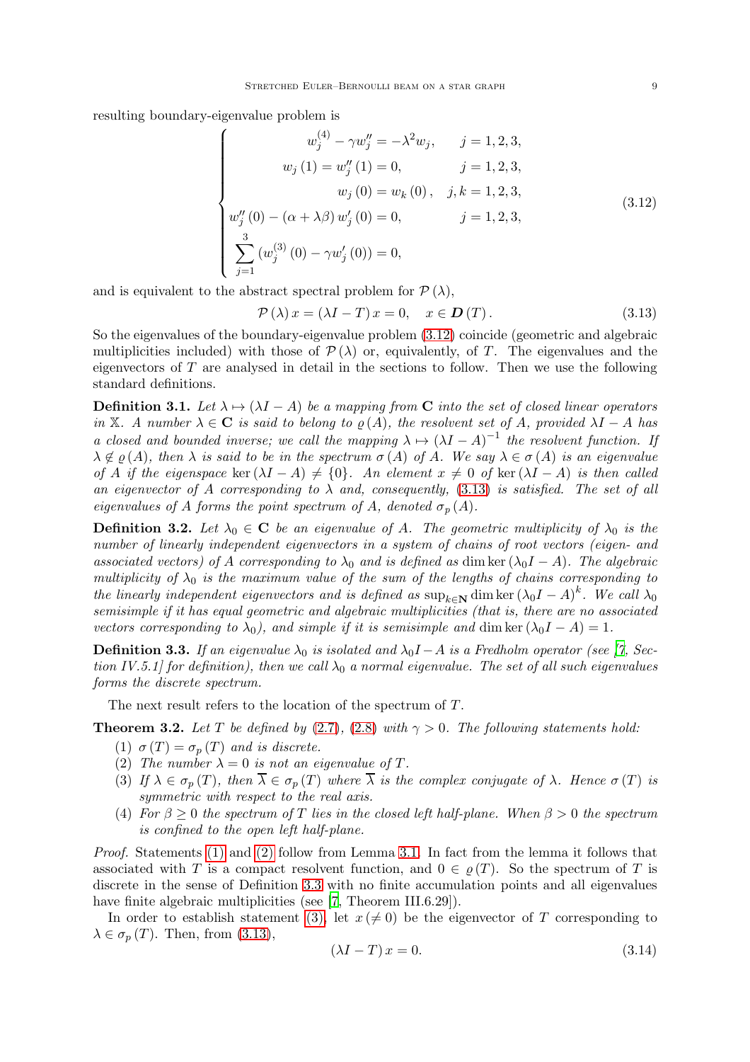resulting boundary-eigenvalue problem is

$$
\begin{cases}
w_j^{(4)} - \gamma w_j'' = -\lambda^2 w_j, & j = 1,2,3, \\
w_j(1) = w_j''(1) = 0, & j = 1,2,3, \\
w_j(0) = w_k(0), & j,k = 1,2,3, \\
w_j''(0) - (\alpha + \lambda\beta) w_j'(0) = 0, & j = 1,2,3, \\
\sum_{j=1}^{3} \left(w_j^{(3)}(0) - \gamma w_j'(0)\right) = 0,
\end{cases}
\tag{3.12}
$$

and is equivalent to the abstract spectral problem for $\mathcal{P}(\lambda)$,

$$
\mathcal{P}(\lambda) x = (\lambda I - T) x = 0, \quad x \in \boldsymbol{D}(T). \tag{3.13}
$$

So the eigenvalues of the boundary-eigenvalue problem (3.12) coincide (geometric and algebraic multiplicities included) with those of $\mathcal{P}(\lambda)$ or, equivalently, of $T$. The eigenvalues and the eigenvectors of $T$ are analysed in detail in the sections to follow. Then we use the following standard definitions.

**Definition 3.1.** *Let $\lambda \mapsto (\lambda I - A)$ be a mapping from $\mathbf{C}$ into the set of closed linear operators in $\mathbb{X}$. A number $\lambda \in \mathbf{C}$ is said to belong to $\varrho(A)$, the resolvent set of $A$, provided $\lambda I - A$ has a closed and bounded inverse; we call the mapping $\lambda \mapsto (\lambda I - A)^{-1}$ the resolvent function. If $\lambda \notin \varrho(A)$, then $\lambda$ is said to be in the spectrum $\sigma(A)$ of $A$. We say $\lambda \in \sigma(A)$ is an eigenvalue of $A$ if the eigenspace $\ker(\lambda I - A) \neq \{0\}$. An element $x \neq 0$ of $\ker(\lambda I - A)$ is then called an eigenvector of $A$ corresponding to $\lambda$ and, consequently, (3.13) is satisfied. The set of all eigenvalues of $A$ forms the point spectrum of $A$, denoted $\sigma_p(A)$.*

**Definition 3.2.** *Let $\lambda_0 \in \mathbf{C}$ be an eigenvalue of $A$. The geometric multiplicity of $\lambda_0$ is the number of linearly independent eigenvectors in a system of chains of root vectors (eigen- and associated vectors) of $A$ corresponding to $\lambda_0$ and is defined as $\dim\ker(\lambda_0 I - A)$. The algebraic multiplicity of $\lambda_0$ is the maximum value of the sum of the lengths of chains corresponding to the linearly independent eigenvectors and is defined as $\sup_{k\in\mathbf{N}} \dim\ker(\lambda_0 I - A)^k$. We call $\lambda_0$ semisimple if it has equal geometric and algebraic multiplicities (that is, there are no associated vectors corresponding to $\lambda_0$), and simple if it is semisimple and $\dim\ker(\lambda_0 I - A) = 1$.*

**Definition 3.3.** *If an eigenvalue $\lambda_0$ is isolated and $\lambda_0 I - A$ is a Fredholm operator (see [7, Section IV.5.1] for definition), then we call $\lambda_0$ a normal eigenvalue. The set of all such eigenvalues forms the discrete spectrum.*

The next result refers to the location of the spectrum of $T$.

**Theorem 3.2.** *Let $T$ be defined by (2.7), (2.8) with $\gamma > 0$. The following statements hold:*

1. *$\sigma(T) = \sigma_p(T)$ and is discrete.*
2. *The number $\lambda = 0$ is not an eigenvalue of $T$.*
3. *If $\lambda \in \sigma_p(T)$, then $\overline{\lambda} \in \sigma_p(T)$ where $\overline{\lambda}$ is the complex conjugate of $\lambda$. Hence $\sigma(T)$ is symmetric with respect to the real axis.*
4. *For $\beta \geq 0$ the spectrum of $T$ lies in the closed left half-plane. When $\beta > 0$ the spectrum is confined to the open left half-plane.*

*Proof.* Statements (1) and (2) follow from Lemma 3.1. In fact from the lemma it follows that associated with $T$ is a compact resolvent function, and $0 \in \varrho(T)$. So the spectrum of $T$ is discrete in the sense of Definition 3.3 with no finite accumulation points and all eigenvalues have finite algebraic multiplicities (see [7, Theorem III.6.29]).

In order to establish statement (3), let $x\,(\neq 0)$ be the eigenvector of $T$ corresponding to $\lambda \in \sigma_p(T)$. Then, from (3.13),

$$
(\lambda I - T) x = 0. \tag{3.14}
$$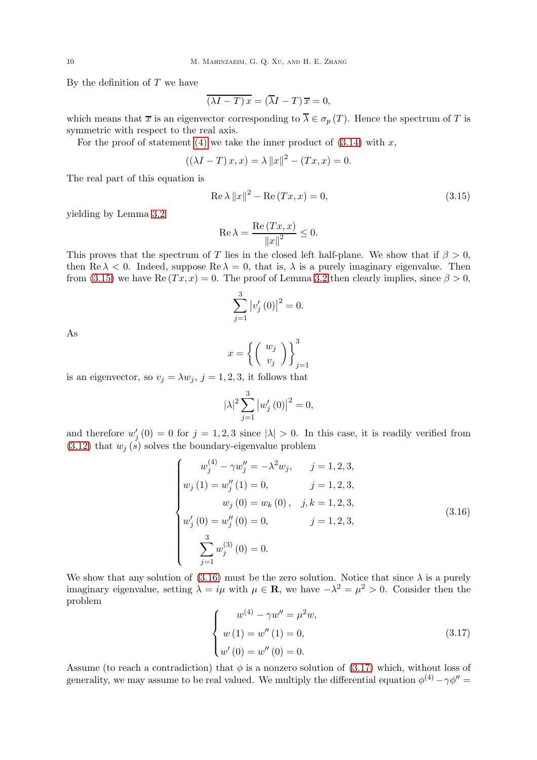By the definition of $T$ we have

$$\overline{(\lambda I - T)\, x} = \left(\overline{\lambda} I - T\right) \overline{x} = 0,$$

which means that $\overline{x}$ is an eigenvector corresponding to $\overline{\lambda} \in \sigma_p(T)$. Hence the spectrum of $T$ is symmetric with respect to the real axis.

For the proof of statement (4) we take the inner product of (3.14) with $x$,

$$((\lambda I - T)\, x, x) = \lambda \left\| x \right\|^2 - (Tx, x) = 0.$$

The real part of this equation is

$$\operatorname{Re} \lambda \left\| x \right\|^2 - \operatorname{Re}(Tx, x) = 0, \tag{3.15}$$

yielding by Lemma 3.2

$$\operatorname{Re} \lambda = \frac{\operatorname{Re}(Tx, x)}{\left\| x \right\|^2} \leq 0.$$

This proves that the spectrum of $T$ lies in the closed left half-plane. We show that if $\beta > 0$, then $\operatorname{Re} \lambda < 0$. Indeed, suppose $\operatorname{Re} \lambda = 0$, that is, $\lambda$ is a purely imaginary eigenvalue. Then from (3.15) we have $\operatorname{Re}(Tx, x) = 0$. The proof of Lemma 3.2 then clearly implies, since $\beta > 0$,

$$\sum_{j=1}^{3} \left| v_j'(0) \right|^2 = 0.$$

As

$$x = \left\{ \begin{pmatrix} w_j \\ v_j \end{pmatrix} \right\}_{j=1}^{3}$$

is an eigenvector, so $v_j = \lambda w_j$, $j = 1, 2, 3$, it follows that

$$\left| \lambda \right|^2 \sum_{j=1}^{3} \left| w_j'(0) \right|^2 = 0,$$

and therefore $w_j'(0) = 0$ for $j = 1, 2, 3$ since $|\lambda| > 0$. In this case, it is readily verified from (3.12) that $w_j(s)$ solves the boundary-eigenvalue problem

$$\begin{cases} w_j^{(4)} - \gamma w_j'' = -\lambda^2 w_j, & j = 1, 2, 3, \\ w_j(1) = w_j''(1) = 0, & j = 1, 2, 3, \\ w_j(0) = w_k(0), & j, k = 1, 2, 3, \\ w_j'(0) = w_j''(0) = 0, & j = 1, 2, 3, \\ \displaystyle\sum_{j=1}^{3} w_j^{(3)}(0) = 0. \end{cases} \tag{3.16}$$

We show that any solution of (3.16) must be the zero solution. Notice that since $\lambda$ is a purely imaginary eigenvalue, setting $\lambda = i\mu$ with $\mu \in \mathbf{R}$, we have $-\lambda^2 = \mu^2 > 0$. Consider then the problem

$$\begin{cases} w^{(4)} - \gamma w'' = \mu^2 w, \\ w(1) = w''(1) = 0, \\ w'(0) = w''(0) = 0. \end{cases} \tag{3.17}$$

Assume (to reach a contradiction) that $\phi$ is a nonzero solution of (3.17) which, without loss of generality, we may assume to be real valued. We multiply the differential equation $\phi^{(4)} - \gamma \phi'' =$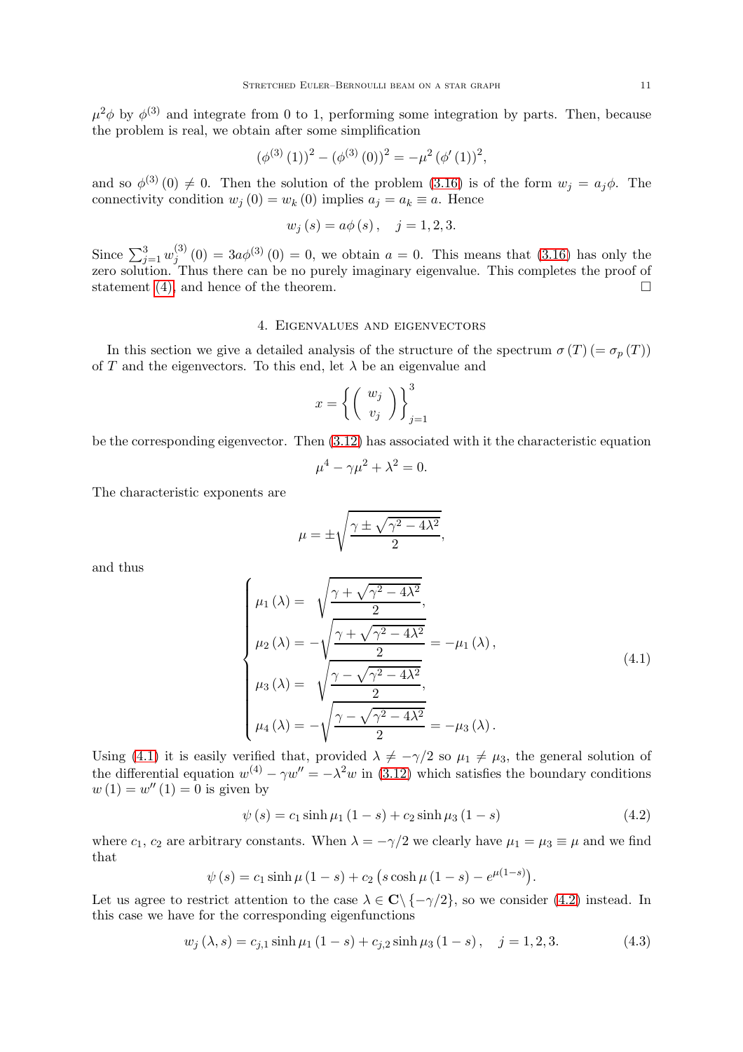$\mu^2\phi$ by $\phi^{(3)}$ and integrate from 0 to 1, performing some integration by parts. Then, because the problem is real, we obtain after some simplification

$$(\phi^{(3)}(1))^2 - (\phi^{(3)}(0))^2 = -\mu^2 (\phi'(1))^2,$$

and so $\phi^{(3)}(0) \neq 0$. Then the solution of the problem (3.16) is of the form $w_j = a_j \phi$. The connectivity condition $w_j(0) = w_k(0)$ implies $a_j = a_k \equiv a$. Hence

$$w_j(s) = a\phi(s), \quad j = 1, 2, 3.$$

Since $\sum_{j=1}^{3} w_j^{(3)}(0) = 3a\phi^{(3)}(0) = 0$, we obtain $a = 0$. This means that (3.16) has only the zero solution. Thus there can be no purely imaginary eigenvalue. This completes the proof of statement (4), and hence of the theorem. □

## 4. Eigenvalues and eigenvectors

In this section we give a detailed analysis of the structure of the spectrum $\sigma(T) (= \sigma_p(T))$ of $T$ and the eigenvectors. To this end, let $\lambda$ be an eigenvalue and

$$x = \left\{ \begin{pmatrix} w_j \\ v_j \end{pmatrix} \right\}_{j=1}^{3}$$

be the corresponding eigenvector. Then (3.12) has associated with it the characteristic equation

$$\mu^4 - \gamma\mu^2 + \lambda^2 = 0.$$

The characteristic exponents are

$$\mu = \pm\sqrt{\frac{\gamma \pm \sqrt{\gamma^2 - 4\lambda^2}}{2}},$$

and thus

$$\begin{cases} \mu_1(\lambda) = \sqrt{\dfrac{\gamma + \sqrt{\gamma^2 - 4\lambda^2}}{2}}, \\ \mu_2(\lambda) = -\sqrt{\dfrac{\gamma + \sqrt{\gamma^2 - 4\lambda^2}}{2}} = -\mu_1(\lambda), \\ \mu_3(\lambda) = \sqrt{\dfrac{\gamma - \sqrt{\gamma^2 - 4\lambda^2}}{2}}, \\ \mu_4(\lambda) = -\sqrt{\dfrac{\gamma - \sqrt{\gamma^2 - 4\lambda^2}}{2}} = -\mu_3(\lambda). \end{cases} \tag{4.1}$$

Using (4.1) it is easily verified that, provided $\lambda \neq -\gamma/2$ so $\mu_1 \neq \mu_3$, the general solution of the differential equation $w^{(4)} - \gamma w'' = -\lambda^2 w$ in (3.12) which satisfies the boundary conditions $w(1) = w''(1) = 0$ is given by

$$\psi(s) = c_1 \sinh\mu_1(1-s) + c_2 \sinh\mu_3(1-s) \tag{4.2}$$

where $c_1$, $c_2$ are arbitrary constants. When $\lambda = -\gamma/2$ we clearly have $\mu_1 = \mu_3 \equiv \mu$ and we find that

$$\psi(s) = c_1 \sinh\mu(1-s) + c_2\left(s\cosh\mu(1-s) - e^{\mu(1-s)}\right).$$

Let us agree to restrict attention to the case $\lambda \in \mathbf{C}\setminus\{-\gamma/2\}$, so we consider (4.2) instead. In this case we have for the corresponding eigenfunctions

$$w_j(\lambda, s) = c_{j,1}\sinh\mu_1(1-s) + c_{j,2}\sinh\mu_3(1-s), \quad j = 1, 2, 3. \tag{4.3}$$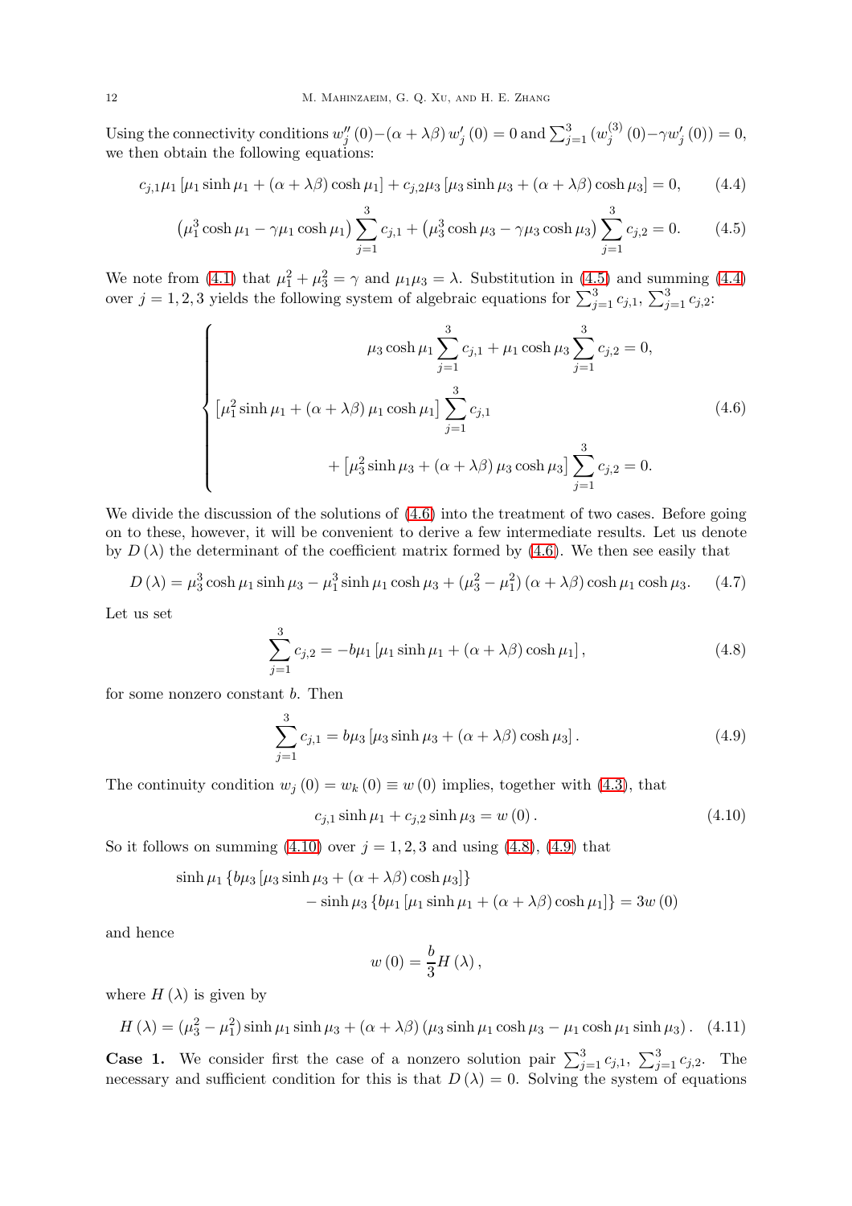Using the connectivity conditions $w_j''(0) - (\alpha + \lambda\beta) w_j'(0) = 0$ and $\sum_{j=1}^{3} (w_j^{(3)}(0) - \gamma w_j'(0)) = 0$, we then obtain the following equations:

$$c_{j,1}\mu_1 [\mu_1 \sinh \mu_1 + (\alpha + \lambda\beta) \cosh \mu_1] + c_{j,2}\mu_3 [\mu_3 \sinh \mu_3 + (\alpha + \lambda\beta) \cosh \mu_3] = 0, \tag{4.4}$$

$$\left(\mu_1^3 \cosh \mu_1 - \gamma \mu_1 \cosh \mu_1\right) \sum_{j=1}^{3} c_{j,1} + \left(\mu_3^3 \cosh \mu_3 - \gamma \mu_3 \cosh \mu_3\right) \sum_{j=1}^{3} c_{j,2} = 0. \tag{4.5}$$

We note from (4.1) that $\mu_1^2 + \mu_3^2 = \gamma$ and $\mu_1 \mu_3 = \lambda$. Substitution in (4.5) and summing (4.4) over $j = 1, 2, 3$ yields the following system of algebraic equations for $\sum_{j=1}^{3} c_{j,1}$, $\sum_{j=1}^{3} c_{j,2}$:

$$\begin{cases} \mu_3 \cosh \mu_1 \displaystyle\sum_{j=1}^{3} c_{j,1} + \mu_1 \cosh \mu_3 \sum_{j=1}^{3} c_{j,2} = 0, \\ \left[\mu_1^2 \sinh \mu_1 + (\alpha + \lambda\beta) \mu_1 \cosh \mu_1\right] \displaystyle\sum_{j=1}^{3} c_{j,1} \\ \qquad + \left[\mu_3^2 \sinh \mu_3 + (\alpha + \lambda\beta) \mu_3 \cosh \mu_3\right] \displaystyle\sum_{j=1}^{3} c_{j,2} = 0. \end{cases} \tag{4.6}$$

We divide the discussion of the solutions of (4.6) into the treatment of two cases. Before going on to these, however, it will be convenient to derive a few intermediate results. Let us denote by $D(\lambda)$ the determinant of the coefficient matrix formed by (4.6). We then see easily that

$$D(\lambda) = \mu_3^3 \cosh \mu_1 \sinh \mu_3 - \mu_1^3 \sinh \mu_1 \cosh \mu_3 + (\mu_3^2 - \mu_1^2)(\alpha + \lambda\beta) \cosh \mu_1 \cosh \mu_3. \tag{4.7}$$

Let us set

$$\sum_{j=1}^{3} c_{j,2} = -b\mu_1 [\mu_1 \sinh \mu_1 + (\alpha + \lambda\beta) \cosh \mu_1], \tag{4.8}$$

for some nonzero constant $b$. Then

$$\sum_{j=1}^{3} c_{j,1} = b\mu_3 [\mu_3 \sinh \mu_3 + (\alpha + \lambda\beta) \cosh \mu_3]. \tag{4.9}$$

The continuity condition $w_j(0) = w_k(0) \equiv w(0)$ implies, together with (4.3), that

$$c_{j,1} \sinh \mu_1 + c_{j,2} \sinh \mu_3 = w(0). \tag{4.10}$$

So it follows on summing (4.10) over $j = 1, 2, 3$ and using (4.8), (4.9) that

$$\begin{aligned} &\sinh \mu_1 \{b\mu_3 [\mu_3 \sinh \mu_3 + (\alpha + \lambda\beta) \cosh \mu_3]\} \\ &\qquad - \sinh \mu_3 \{b\mu_1 [\mu_1 \sinh \mu_1 + (\alpha + \lambda\beta) \cosh \mu_1]\} = 3w(0) \end{aligned}$$

and hence

$$w(0) = \frac{b}{3} H(\lambda),$$

where $H(\lambda)$ is given by

$$H(\lambda) = (\mu_3^2 - \mu_1^2) \sinh \mu_1 \sinh \mu_3 + (\alpha + \lambda\beta)(\mu_3 \sinh \mu_1 \cosh \mu_3 - \mu_1 \cosh \mu_1 \sinh \mu_3). \tag{4.11}$$

**Case 1.** We consider first the case of a nonzero solution pair $\sum_{j=1}^{3} c_{j,1}$, $\sum_{j=1}^{3} c_{j,2}$. The necessary and sufficient condition for this is that $D(\lambda) = 0$. Solving the system of equations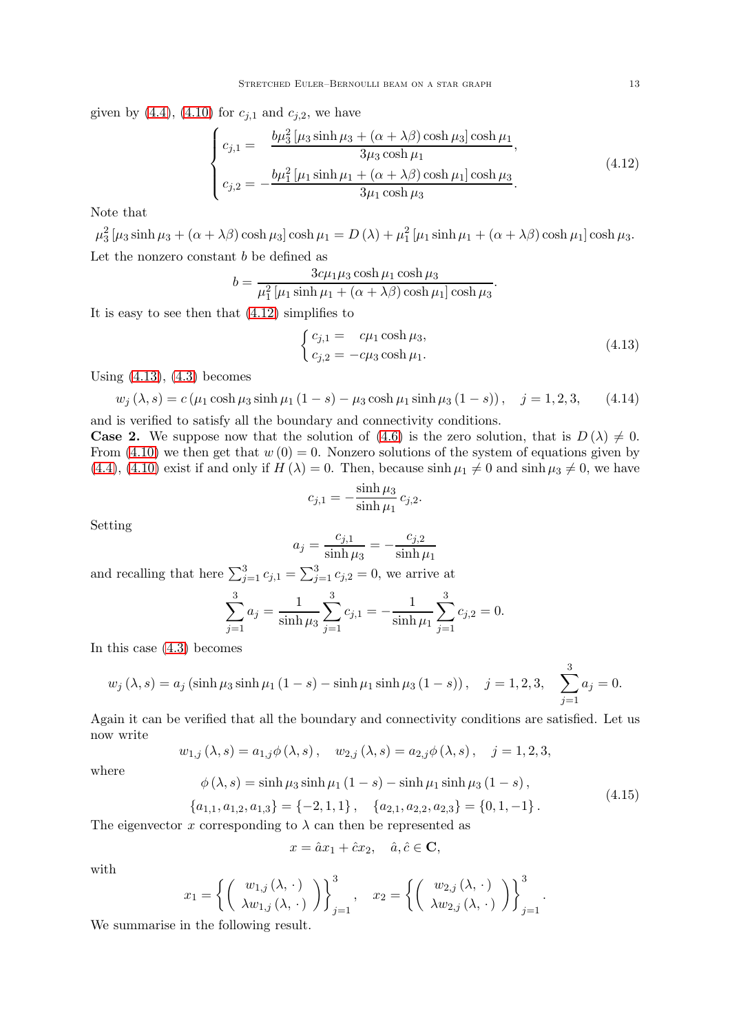given by (4.4), (4.10) for $c_{j,1}$ and $c_{j,2}$, we have

$$
\begin{cases}
c_{j,1} = \quad \dfrac{b\mu_3^2\left[\mu_3 \sinh \mu_3 + (\alpha + \lambda\beta)\cosh \mu_3\right]\cosh \mu_1}{3\mu_3 \cosh \mu_1}, \\[2ex]
c_{j,2} = -\dfrac{b\mu_1^2\left[\mu_1 \sinh \mu_1 + (\alpha + \lambda\beta)\cosh \mu_1\right]\cosh \mu_3}{3\mu_1 \cosh \mu_3}.
\end{cases}
\tag{4.12}
$$

Note that

$$
\mu_3^2\left[\mu_3 \sinh \mu_3 + (\alpha + \lambda\beta)\cosh \mu_3\right]\cosh \mu_1 = D(\lambda) + \mu_1^2\left[\mu_1 \sinh \mu_1 + (\alpha + \lambda\beta)\cosh \mu_1\right]\cosh \mu_3.
$$

Let the nonzero constant $b$ be defined as

$$
b = \frac{3c\mu_1\mu_3 \cosh \mu_1 \cosh \mu_3}{\mu_1^2\left[\mu_1 \sinh \mu_1 + (\alpha + \lambda\beta)\cosh \mu_1\right]\cosh \mu_3}.
$$

It is easy to see then that (4.12) simplifies to

$$
\begin{cases}
c_{j,1} = \quad c\mu_1 \cosh \mu_3, \\
c_{j,2} = -c\mu_3 \cosh \mu_1.
\end{cases}
\tag{4.13}
$$

Using (4.13), (4.3) becomes

$$
w_j(\lambda, s) = c\left(\mu_1 \cosh \mu_3 \sinh \mu_1 (1-s) - \mu_3 \cosh \mu_1 \sinh \mu_3 (1-s)\right), \quad j = 1, 2, 3, \tag{4.14}
$$

and is verified to satisfy all the boundary and connectivity conditions.

**Case 2.** We suppose now that the solution of (4.6) is the zero solution, that is $D(\lambda) \neq 0$. From (4.10) we then get that $w(0) = 0$. Nonzero solutions of the system of equations given by (4.4), (4.10) exist if and only if $H(\lambda) = 0$. Then, because $\sinh \mu_1 \neq 0$ and $\sinh \mu_3 \neq 0$, we have

$$
c_{j,1} = -\frac{\sinh \mu_3}{\sinh \mu_1} c_{j,2}.
$$

Setting

$$
a_j = \frac{c_{j,1}}{\sinh \mu_3} = -\frac{c_{j,2}}{\sinh \mu_1}
$$

and recalling that here $\sum_{j=1}^{3} c_{j,1} = \sum_{j=1}^{3} c_{j,2} = 0$, we arrive at

$$
\sum_{j=1}^{3} a_j = \frac{1}{\sinh \mu_3}\sum_{j=1}^{3} c_{j,1} = -\frac{1}{\sinh \mu_1}\sum_{j=1}^{3} c_{j,2} = 0.
$$

In this case (4.3) becomes

$$
w_j(\lambda, s) = a_j\left(\sinh \mu_3 \sinh \mu_1 (1-s) - \sinh \mu_1 \sinh \mu_3 (1-s)\right), \quad j = 1, 2, 3, \quad \sum_{j=1}^{3} a_j = 0.
$$

Again it can be verified that all the boundary and connectivity conditions are satisfied. Let us now write

$$
w_{1,j}(\lambda, s) = a_{1,j}\phi(\lambda, s), \quad w_{2,j}(\lambda, s) = a_{2,j}\phi(\lambda, s), \quad j = 1, 2, 3,
$$

where

$$
\begin{gathered}
\phi(\lambda, s) = \sinh \mu_3 \sinh \mu_1 (1-s) - \sinh \mu_1 \sinh \mu_3 (1-s), \\
\{a_{1,1}, a_{1,2}, a_{1,3}\} = \{-2, 1, 1\}, \quad \{a_{2,1}, a_{2,2}, a_{2,3}\} = \{0, 1, -1\}.
\end{gathered}
\tag{4.15}
$$

The eigenvector $x$ corresponding to $\lambda$ can then be represented as

$$
x = \hat{a}x_1 + \hat{c}x_2, \quad \hat{a}, \hat{c} \in \mathbf{C},
$$

with

$$
x_1 = \left\{\begin{pmatrix} w_{1,j}(\lambda, \cdot) \\ \lambda w_{1,j}(\lambda, \cdot) \end{pmatrix}\right\}_{j=1}^{3}, \quad x_2 = \left\{\begin{pmatrix} w_{2,j}(\lambda, \cdot) \\ \lambda w_{2,j}(\lambda, \cdot) \end{pmatrix}\right\}_{j=1}^{3}.
$$

We summarise in the following result.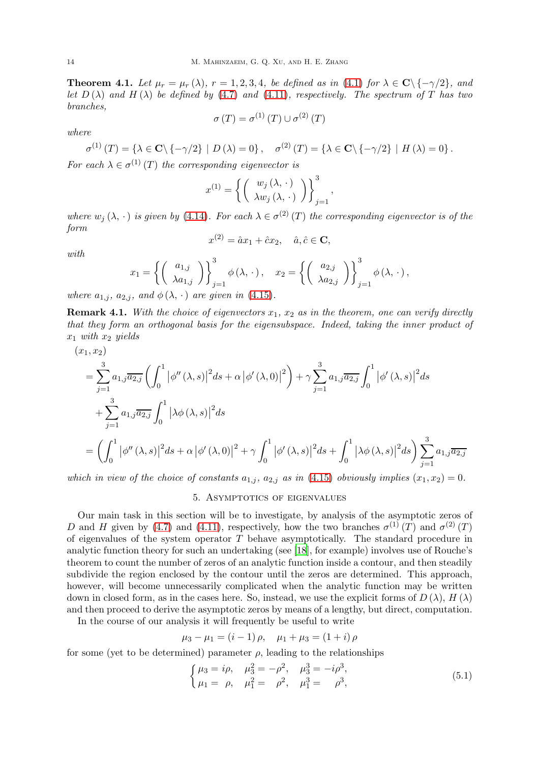**Theorem 4.1.** *Let $\mu_r = \mu_r(\lambda)$, $r = 1,2,3,4$, be defined as in (4.1) for $\lambda \in \mathbf{C}\backslash\{-\gamma/2\}$, and let $D(\lambda)$ and $H(\lambda)$ be defined by (4.7) and (4.11), respectively. The spectrum of $T$ has two branches,*

$$\sigma(T) = \sigma^{(1)}(T) \cup \sigma^{(2)}(T)$$

*where*

$$\sigma^{(1)}(T) = \{\lambda \in \mathbf{C}\backslash\{-\gamma/2\} \mid D(\lambda) = 0\}, \quad \sigma^{(2)}(T) = \{\lambda \in \mathbf{C}\backslash\{-\gamma/2\} \mid H(\lambda) = 0\}.$$

*For each $\lambda \in \sigma^{(1)}(T)$ the corresponding eigenvector is*

$$x^{(1)} = \left\{ \begin{pmatrix} w_j(\lambda,\cdot) \\ \lambda w_j(\lambda,\cdot) \end{pmatrix} \right\}_{j=1}^{3},$$

*where $w_j(\lambda,\cdot)$ is given by (4.14). For each $\lambda \in \sigma^{(2)}(T)$ the corresponding eigenvector is of the form*

$$x^{(2)} = \hat{a}x_1 + \hat{c}x_2, \quad \hat{a},\hat{c} \in \mathbf{C},$$

*with*

$$x_1 = \left\{ \begin{pmatrix} a_{1,j} \\ \lambda a_{1,j} \end{pmatrix} \right\}_{j=1}^{3} \phi(\lambda,\cdot), \quad x_2 = \left\{ \begin{pmatrix} a_{2,j} \\ \lambda a_{2,j} \end{pmatrix} \right\}_{j=1}^{3} \phi(\lambda,\cdot),$$

*where $a_{1,j}$, $a_{2,j}$, and $\phi(\lambda,\cdot)$ are given in (4.15).*

**Remark 4.1.** *With the choice of eigenvectors $x_1$, $x_2$ as in the theorem, one can verify directly that they form an orthogonal basis for the eigensubspace. Indeed, taking the inner product of $x_1$ with $x_2$ yields*

$$\begin{aligned}
&(x_1, x_2) \\
&= \sum_{j=1}^{3} a_{1,j}\overline{a_{2,j}} \left( \int_0^1 \left|\phi''(\lambda,s)\right|^2 ds + \alpha\left|\phi'(\lambda,0)\right|^2 \right) + \gamma \sum_{j=1}^{3} a_{1,j}\overline{a_{2,j}} \int_0^1 \left|\phi'(\lambda,s)\right|^2 ds \\
&\quad + \sum_{j=1}^{3} a_{1,j}\overline{a_{2,j}} \int_0^1 \left|\lambda\phi(\lambda,s)\right|^2 ds \\
&= \left( \int_0^1 \left|\phi''(\lambda,s)\right|^2 ds + \alpha\left|\phi'(\lambda,0)\right|^2 + \gamma\int_0^1 \left|\phi'(\lambda,s)\right|^2 ds + \int_0^1 \left|\lambda\phi(\lambda,s)\right|^2 ds \right) \sum_{j=1}^{3} a_{1,j}\overline{a_{2,j}}
\end{aligned}$$

*which in view of the choice of constants $a_{1,j}$, $a_{2,j}$ as in (4.15) obviously implies $(x_1, x_2) = 0$.*

## 5. Asymptotics of eigenvalues

Our main task in this section will be to investigate, by analysis of the asymptotic zeros of $D$ and $H$ given by (4.7) and (4.11), respectively, how the two branches $\sigma^{(1)}(T)$ and $\sigma^{(2)}(T)$ of eigenvalues of the system operator $T$ behave asymptotically. The standard procedure in analytic function theory for such an undertaking (see [18], for example) involves use of Rouche's theorem to count the number of zeros of an analytic function inside a contour, and then steadily subdivide the region enclosed by the contour until the zeros are determined. This approach, however, will become unnecessarily complicated when the analytic function may be written down in closed form, as in the cases here. So, instead, we use the explicit forms of $D(\lambda)$, $H(\lambda)$ and then proceed to derive the asymptotic zeros by means of a lengthy, but direct, computation.

In the course of our analysis it will frequently be useful to write

$$\mu_3 - \mu_1 = (i-1)\rho, \quad \mu_1 + \mu_3 = (1+i)\rho$$

for some (yet to be determined) parameter $\rho$, leading to the relationships

$$\begin{cases} \mu_3 = i\rho, & \mu_3^2 = -\rho^2, \quad \mu_3^3 = -i\rho^3, \\ \mu_1 = \rho, & \mu_1^2 = \rho^2, \quad \mu_1^3 = \rho^3, \end{cases} \tag{5.1}$$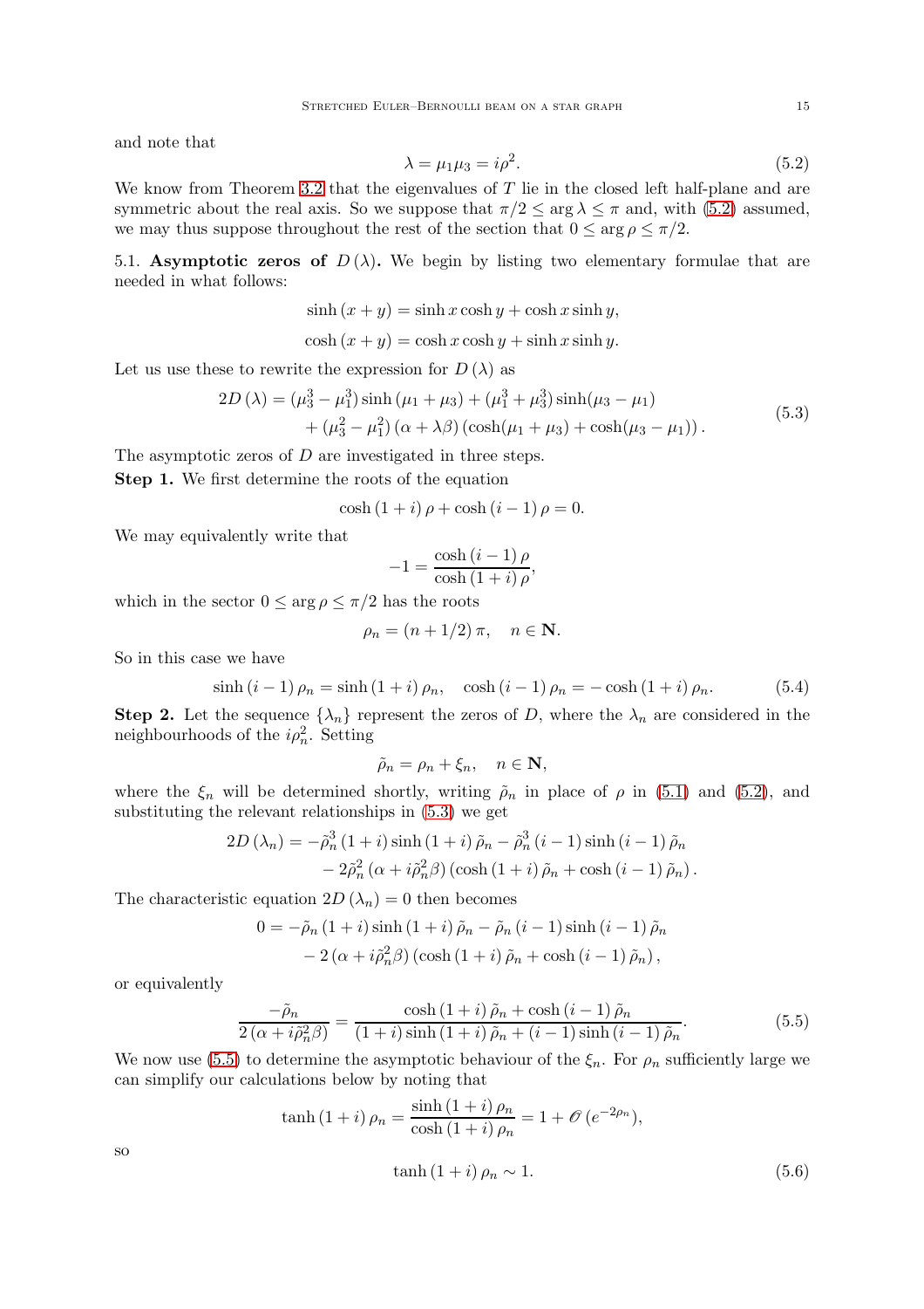and note that

$$\lambda = \mu_1 \mu_3 = i\rho^2. \tag{5.2}$$

We know from Theorem 3.2 that the eigenvalues of $T$ lie in the closed left half-plane and are symmetric about the real axis. So we suppose that $\pi/2 \le \arg \lambda \le \pi$ and, with (5.2) assumed, we may thus suppose throughout the rest of the section that $0 \le \arg \rho \le \pi/2$.

5.1. **Asymptotic zeros of** $D(\lambda)$**.** We begin by listing two elementary formulae that are needed in what follows:

$$\sinh(x+y) = \sinh x \cosh y + \cosh x \sinh y,$$

$$\cosh(x+y) = \cosh x \cosh y + \sinh x \sinh y.$$

Let us use these to rewrite the expression for $D(\lambda)$ as

$$\begin{aligned} 2D(\lambda) = &\, (\mu_3^3 - \mu_1^3)\sinh(\mu_1+\mu_3) + (\mu_1^3+\mu_3^3)\sinh(\mu_3-\mu_1) \\ &+ (\mu_3^2-\mu_1^2)(\alpha+\lambda\beta)\left(\cosh(\mu_1+\mu_3)+\cosh(\mu_3-\mu_1)\right). \end{aligned} \tag{5.3}$$

The asymptotic zeros of $D$ are investigated in three steps.

**Step 1.** We first determine the roots of the equation

$$\cosh(1+i)\rho + \cosh(i-1)\rho = 0.$$

We may equivalently write that

$$-1 = \frac{\cosh(i-1)\rho}{\cosh(1+i)\rho},$$

which in the sector $0 \le \arg \rho \le \pi/2$ has the roots

$$\rho_n = (n+1/2)\pi, \quad n \in \mathbf{N}.$$

So in this case we have

$$\sinh(i-1)\rho_n = \sinh(1+i)\rho_n, \quad \cosh(i-1)\rho_n = -\cosh(1+i)\rho_n. \tag{5.4}$$

**Step 2.** Let the sequence $\{\lambda_n\}$ represent the zeros of $D$, where the $\lambda_n$ are considered in the neighbourhoods of the $i\rho_n^2$. Setting

$$\tilde\rho_n = \rho_n + \xi_n, \quad n \in \mathbf{N},$$

where the $\xi_n$ will be determined shortly, writing $\tilde\rho_n$ in place of $\rho$ in (5.1) and (5.2), and substituting the relevant relationships in (5.3) we get

$$\begin{aligned} 2D(\lambda_n) = &-\tilde\rho_n^3(1+i)\sinh(1+i)\tilde\rho_n - \tilde\rho_n^3(i-1)\sinh(i-1)\tilde\rho_n \\ &- 2\tilde\rho_n^2(\alpha+i\tilde\rho_n^2\beta)\left(\cosh(1+i)\tilde\rho_n + \cosh(i-1)\tilde\rho_n\right). \end{aligned}$$

The characteristic equation $2D(\lambda_n) = 0$ then becomes

$$\begin{aligned} 0 = &-\tilde\rho_n(1+i)\sinh(1+i)\tilde\rho_n - \tilde\rho_n(i-1)\sinh(i-1)\tilde\rho_n \\ &- 2(\alpha+i\tilde\rho_n^2\beta)\left(\cosh(1+i)\tilde\rho_n + \cosh(i-1)\tilde\rho_n\right), \end{aligned}$$

or equivalently

$$\frac{-\tilde\rho_n}{2(\alpha+i\tilde\rho_n^2\beta)} = \frac{\cosh(1+i)\tilde\rho_n + \cosh(i-1)\tilde\rho_n}{(1+i)\sinh(1+i)\tilde\rho_n + (i-1)\sinh(i-1)\tilde\rho_n}. \tag{5.5}$$

We now use (5.5) to determine the asymptotic behaviour of the $\xi_n$. For $\rho_n$ sufficiently large we can simplify our calculations below by noting that

$$\tanh(1+i)\rho_n = \frac{\sinh(1+i)\rho_n}{\cosh(1+i)\rho_n} = 1 + \mathscr{O}(e^{-2\rho_n}),$$

so

$$\tanh(1+i)\rho_n \sim 1. \tag{5.6}$$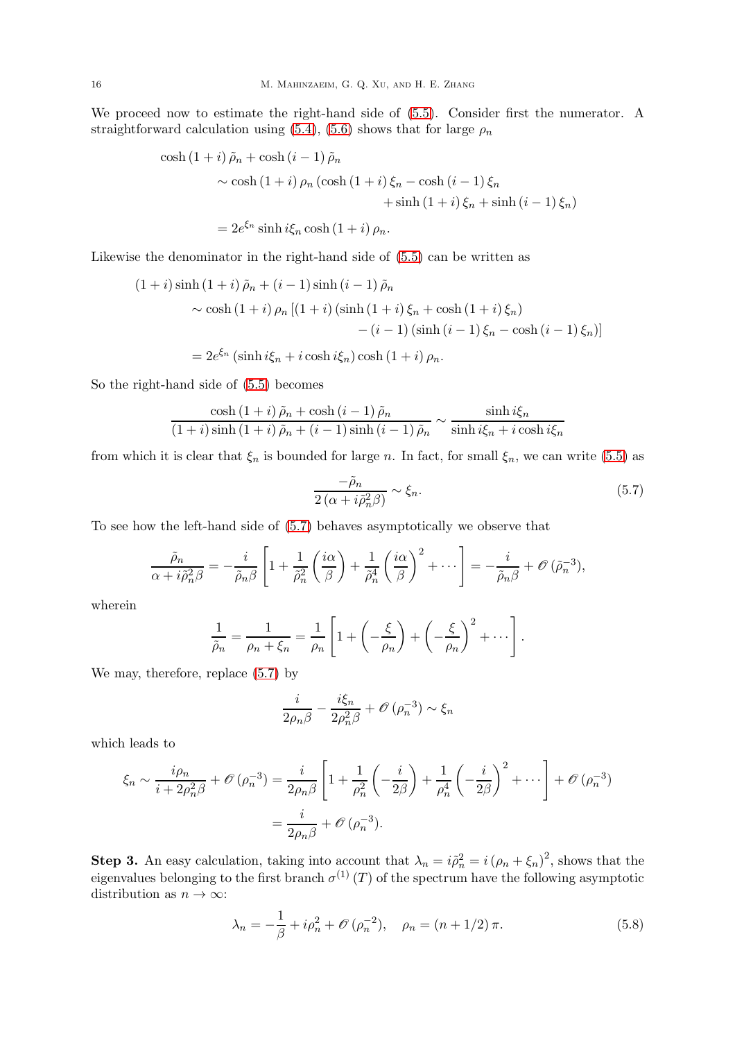We proceed now to estimate the right-hand side of (5.5). Consider first the numerator. A straightforward calculation using (5.4), (5.6) shows that for large $\rho_n$

$$
\begin{aligned}
&\cosh(1+i)\,\tilde{\rho}_n + \cosh(i-1)\,\tilde{\rho}_n \\
&\qquad \sim \cosh(1+i)\,\rho_n\,(\cosh(1+i)\,\xi_n - \cosh(i-1)\,\xi_n \\
&\qquad\qquad\qquad\qquad + \sinh(1+i)\,\xi_n + \sinh(i-1)\,\xi_n) \\
&\qquad = 2e^{\xi_n}\sinh i\xi_n \cosh(1+i)\,\rho_n.
\end{aligned}
$$

Likewise the denominator in the right-hand side of (5.5) can be written as

$$
\begin{aligned}
&(1+i)\sinh(1+i)\,\tilde{\rho}_n + (i-1)\sinh(i-1)\,\tilde{\rho}_n \\
&\qquad \sim \cosh(1+i)\,\rho_n\,[(1+i)(\sinh(1+i)\,\xi_n + \cosh(1+i)\,\xi_n) \\
&\qquad\qquad\qquad - (i-1)(\sinh(i-1)\,\xi_n - \cosh(i-1)\,\xi_n)] \\
&\qquad = 2e^{\xi_n}(\sinh i\xi_n + i\cosh i\xi_n)\cosh(1+i)\,\rho_n.
\end{aligned}
$$

So the right-hand side of (5.5) becomes

$$
\frac{\cosh(1+i)\,\tilde{\rho}_n + \cosh(i-1)\,\tilde{\rho}_n}{(1+i)\sinh(1+i)\,\tilde{\rho}_n + (i-1)\sinh(i-1)\,\tilde{\rho}_n} \sim \frac{\sinh i\xi_n}{\sinh i\xi_n + i\cosh i\xi_n}
$$

from which it is clear that $\xi_n$ is bounded for large $n$. In fact, for small $\xi_n$, we can write (5.5) as

$$
\frac{-\tilde{\rho}_n}{2\left(\alpha + i\tilde{\rho}_n^2\beta\right)} \sim \xi_n. \tag{5.7}
$$

To see how the left-hand side of (5.7) behaves asymptotically we observe that

$$
\frac{\tilde{\rho}_n}{\alpha + i\tilde{\rho}_n^2\beta} = -\frac{i}{\tilde{\rho}_n\beta}\left[1 + \frac{1}{\tilde{\rho}_n^2}\left(\frac{i\alpha}{\beta}\right) + \frac{1}{\tilde{\rho}_n^4}\left(\frac{i\alpha}{\beta}\right)^2 + \cdots\right] = -\frac{i}{\tilde{\rho}_n\beta} + \mathscr{O}(\tilde{\rho}_n^{-3}),
$$

wherein

$$
\frac{1}{\tilde{\rho}_n} = \frac{1}{\rho_n + \xi_n} = \frac{1}{\rho_n}\left[1 + \left(-\frac{\xi}{\rho_n}\right) + \left(-\frac{\xi}{\rho_n}\right)^2 + \cdots\right].
$$

We may, therefore, replace (5.7) by

$$
\frac{i}{2\rho_n\beta} - \frac{i\xi_n}{2\rho_n^2\beta} + \mathscr{O}(\rho_n^{-3}) \sim \xi_n
$$

which leads to

$$
\begin{aligned}
\xi_n \sim \frac{i\rho_n}{i + 2\rho_n^2\beta} + \mathscr{O}(\rho_n^{-3}) &= \frac{i}{2\rho_n\beta}\left[1 + \frac{1}{\rho_n^2}\left(-\frac{i}{2\beta}\right) + \frac{1}{\rho_n^4}\left(-\frac{i}{2\beta}\right)^2 + \cdots\right] + \mathscr{O}(\rho_n^{-3}) \\
&= \frac{i}{2\rho_n\beta} + \mathscr{O}(\rho_n^{-3}).
\end{aligned}
$$

**Step 3.** An easy calculation, taking into account that $\lambda_n = i\tilde{\rho}_n^2 = i(\rho_n + \xi_n)^2$, shows that the eigenvalues belonging to the first branch $\sigma^{(1)}(T)$ of the spectrum have the following asymptotic distribution as $n \to \infty$:

$$
\lambda_n = -\frac{1}{\beta} + i\rho_n^2 + \mathscr{O}(\rho_n^{-2}), \quad \rho_n = (n + 1/2)\,\pi. \tag{5.8}
$$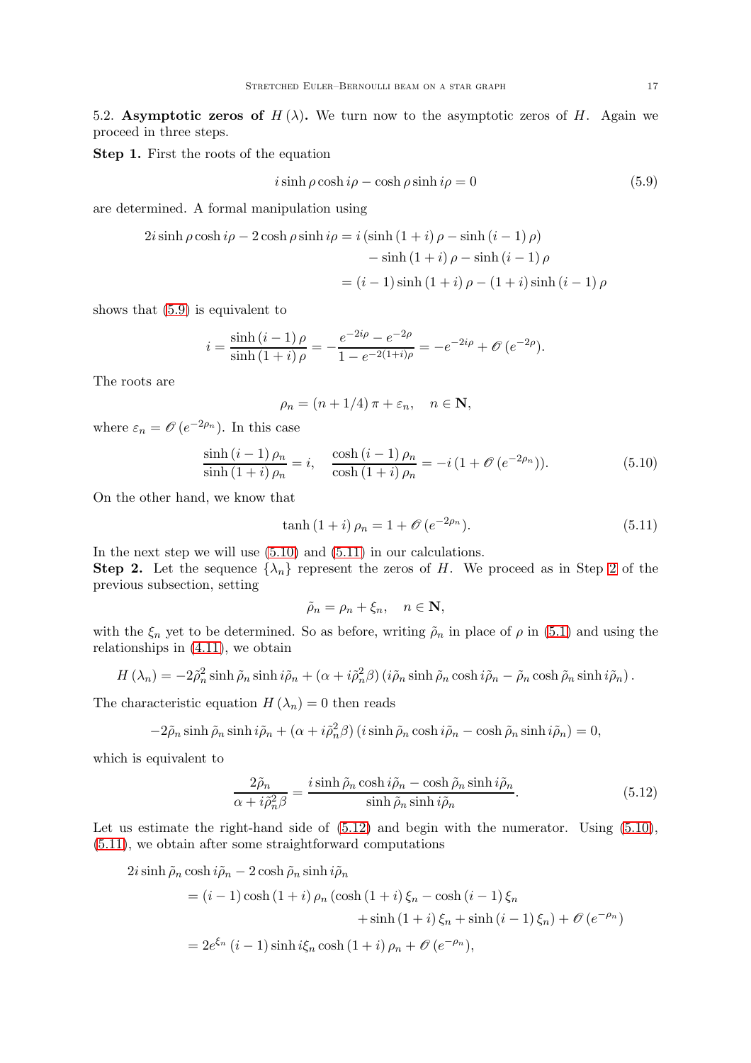**5.2. Asymptotic zeros of $H(\lambda)$.** We turn now to the asymptotic zeros of $H$. Again we proceed in three steps.

**Step 1.** First the roots of the equation

$$i \sinh \rho \cosh i\rho - \cosh \rho \sinh i\rho = 0 \tag{5.9}$$

are determined. A formal manipulation using

$$\begin{aligned}
2i \sinh \rho \cosh i\rho - 2\cosh \rho \sinh i\rho &= i \left(\sinh\left(1+i\right)\rho - \sinh\left(i-1\right)\rho\right) \\
&\quad - \sinh\left(1+i\right)\rho - \sinh\left(i-1\right)\rho \\
&= \left(i-1\right)\sinh\left(1+i\right)\rho - \left(1+i\right)\sinh\left(i-1\right)\rho
\end{aligned}$$

shows that (5.9) is equivalent to

$$i = \frac{\sinh\left(i-1\right)\rho}{\sinh\left(1+i\right)\rho} = -\frac{e^{-2i\rho} - e^{-2\rho}}{1 - e^{-2(1+i)\rho}} = -e^{-2i\rho} + \mathscr{O}\left(e^{-2\rho}\right).$$

The roots are

$$\rho_n = \left(n + 1/4\right)\pi + \varepsilon_n, \quad n \in \mathbf{N},$$

where $\varepsilon_n = \mathscr{O}\left(e^{-2\rho_n}\right)$. In this case

$$\frac{\sinh\left(i-1\right)\rho_n}{\sinh\left(1+i\right)\rho_n} = i, \quad \frac{\cosh\left(i-1\right)\rho_n}{\cosh\left(1+i\right)\rho_n} = -i\left(1 + \mathscr{O}\left(e^{-2\rho_n}\right)\right). \tag{5.10}$$

On the other hand, we know that

$$\tanh\left(1+i\right)\rho_n = 1 + \mathscr{O}\left(e^{-2\rho_n}\right). \tag{5.11}$$

In the next step we will use (5.10) and (5.11) in our calculations.

**Step 2.** Let the sequence $\{\lambda_n\}$ represent the zeros of $H$. We proceed as in Step 2 of the previous subsection, setting

$$\tilde{\rho}_n = \rho_n + \xi_n, \quad n \in \mathbf{N},$$

with the $\xi_n$ yet to be determined. So as before, writing $\tilde{\rho}_n$ in place of $\rho$ in (5.1) and using the relationships in (4.11), we obtain

$$H\left(\lambda_n\right) = -2\tilde{\rho}_n^2 \sinh \tilde{\rho}_n \sinh i\tilde{\rho}_n + \left(\alpha + i\tilde{\rho}_n^2\beta\right)\left(i\tilde{\rho}_n \sinh \tilde{\rho}_n \cosh i\tilde{\rho}_n - \tilde{\rho}_n \cosh \tilde{\rho}_n \sinh i\tilde{\rho}_n\right).$$

The characteristic equation $H\left(\lambda_n\right) = 0$ then reads

$$-2\tilde{\rho}_n \sinh \tilde{\rho}_n \sinh i\tilde{\rho}_n + \left(\alpha + i\tilde{\rho}_n^2\beta\right)\left(i \sinh \tilde{\rho}_n \cosh i\tilde{\rho}_n - \cosh \tilde{\rho}_n \sinh i\tilde{\rho}_n\right) = 0,$$

which is equivalent to

$$\frac{2\tilde{\rho}_n}{\alpha + i\tilde{\rho}_n^2\beta} = \frac{i \sinh \tilde{\rho}_n \cosh i\tilde{\rho}_n - \cosh \tilde{\rho}_n \sinh i\tilde{\rho}_n}{\sinh \tilde{\rho}_n \sinh i\tilde{\rho}_n}. \tag{5.12}$$

Let us estimate the right-hand side of (5.12) and begin with the numerator. Using (5.10), (5.11), we obtain after some straightforward computations

$$\begin{aligned}
&2i \sinh \tilde{\rho}_n \cosh i\tilde{\rho}_n - 2\cosh \tilde{\rho}_n \sinh i\tilde{\rho}_n \\
&\quad = \left(i-1\right)\cosh\left(1+i\right)\rho_n \left(\cosh\left(1+i\right)\xi_n - \cosh\left(i-1\right)\xi_n\right. \\
&\qquad\qquad \left. + \sinh\left(1+i\right)\xi_n + \sinh\left(i-1\right)\xi_n\right) + \mathscr{O}\left(e^{-\rho_n}\right) \\
&\quad = 2e^{\xi_n}\left(i-1\right)\sinh i\xi_n \cosh\left(1+i\right)\rho_n + \mathscr{O}\left(e^{-\rho_n}\right),
\end{aligned}$$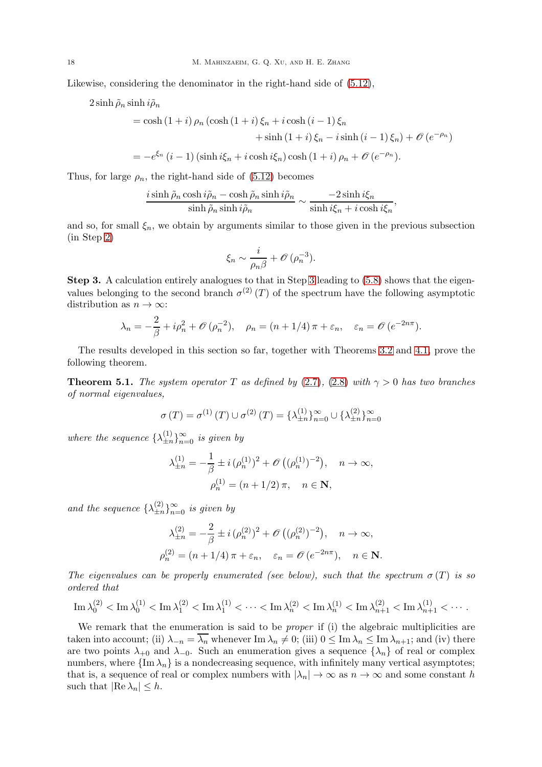Likewise, considering the denominator in the right-hand side of (5.12),

$$
\begin{aligned}
2\sinh\tilde{\rho}_n \sinh i\tilde{\rho}_n
&= \cosh(1+i)\,\rho_n\,(\cosh(1+i)\,\xi_n + i\cosh(i-1)\,\xi_n \\
&\qquad\qquad + \sinh(1+i)\,\xi_n - i\sinh(i-1)\,\xi_n) + \mathscr{O}(e^{-\rho_n}) \\
&= -e^{\xi_n}(i-1)(\sinh i\xi_n + i\cosh i\xi_n)\cosh(1+i)\,\rho_n + \mathscr{O}(e^{-\rho_n}).
\end{aligned}
$$

Thus, for large $\rho_n$, the right-hand side of (5.12) becomes

$$
\frac{i\sinh\tilde{\rho}_n\cosh i\tilde{\rho}_n - \cosh\tilde{\rho}_n\sinh i\tilde{\rho}_n}{\sinh\tilde{\rho}_n\sinh i\tilde{\rho}_n} \sim \frac{-2\sinh i\xi_n}{\sinh i\xi_n + i\cosh i\xi_n},
$$

and so, for small $\xi_n$, we obtain by arguments similar to those given in the previous subsection (in Step 2)

$$
\xi_n \sim \frac{i}{\rho_n\beta} + \mathscr{O}(\rho_n^{-3}).
$$

**Step 3.** A calculation entirely analogues to that in Step 3 leading to (5.8) shows that the eigenvalues belonging to the second branch $\sigma^{(2)}(T)$ of the spectrum have the following asymptotic distribution as $n \to \infty$:

$$
\lambda_n = -\frac{2}{\beta} + i\rho_n^2 + \mathscr{O}(\rho_n^{-2}), \quad \rho_n = (n+1/4)\,\pi + \varepsilon_n, \quad \varepsilon_n = \mathscr{O}(e^{-2n\pi}).
$$

The results developed in this section so far, together with Theorems 3.2 and 4.1, prove the following theorem.

**Theorem 5.1.** *The system operator $T$ as defined by (2.7), (2.8) with $\gamma > 0$ has two branches of normal eigenvalues,*

$$
\sigma(T) = \sigma^{(1)}(T) \cup \sigma^{(2)}(T) = \{\lambda_{\pm n}^{(1)}\}_{n=0}^{\infty} \cup \{\lambda_{\pm n}^{(2)}\}_{n=0}^{\infty}
$$

*where the sequence $\{\lambda_{\pm n}^{(1)}\}_{n=0}^{\infty}$ is given by*

$$
\lambda_{\pm n}^{(1)} = -\frac{1}{\beta} \pm i\,(\rho_n^{(1)})^2 + \mathscr{O}\big((\rho_n^{(1)})^{-2}\big), \quad n \to \infty,
$$
$$
\rho_n^{(1)} = (n+1/2)\,\pi, \quad n \in \mathbf{N},
$$

*and the sequence $\{\lambda_{\pm n}^{(2)}\}_{n=0}^{\infty}$ is given by*

$$
\lambda_{\pm n}^{(2)} = -\frac{2}{\beta} \pm i\,(\rho_n^{(2)})^2 + \mathscr{O}\big((\rho_n^{(2)})^{-2}\big), \quad n \to \infty,
$$
$$
\rho_n^{(2)} = (n+1/4)\,\pi + \varepsilon_n, \quad \varepsilon_n = \mathscr{O}(e^{-2n\pi}), \quad n \in \mathbf{N}.
$$

*The eigenvalues can be properly enumerated (see below), such that the spectrum $\sigma(T)$ is so ordered that*

$$
\operatorname{Im}\lambda_0^{(2)} < \operatorname{Im}\lambda_0^{(1)} < \operatorname{Im}\lambda_1^{(2)} < \operatorname{Im}\lambda_1^{(1)} < \cdots < \operatorname{Im}\lambda_n^{(2)} < \operatorname{Im}\lambda_n^{(1)} < \operatorname{Im}\lambda_{n+1}^{(2)} < \operatorname{Im}\lambda_{n+1}^{(1)} < \cdots.
$$

We remark that the enumeration is said to be *proper* if (i) the algebraic multiplicities are taken into account; (ii) $\lambda_{-n} = \overline{\lambda_n}$ whenever $\operatorname{Im}\lambda_n \neq 0$; (iii) $0 \leq \operatorname{Im}\lambda_n \leq \operatorname{Im}\lambda_{n+1}$; and (iv) there are two points $\lambda_{+0}$ and $\lambda_{-0}$. Such an enumeration gives a sequence $\{\lambda_n\}$ of real or complex numbers, where $\{\operatorname{Im}\lambda_n\}$ is a nondecreasing sequence, with infinitely many vertical asymptotes; that is, a sequence of real or complex numbers with $|\lambda_n| \to \infty$ as $n \to \infty$ and some constant $h$ such that $|\operatorname{Re}\lambda_n| \leq h$.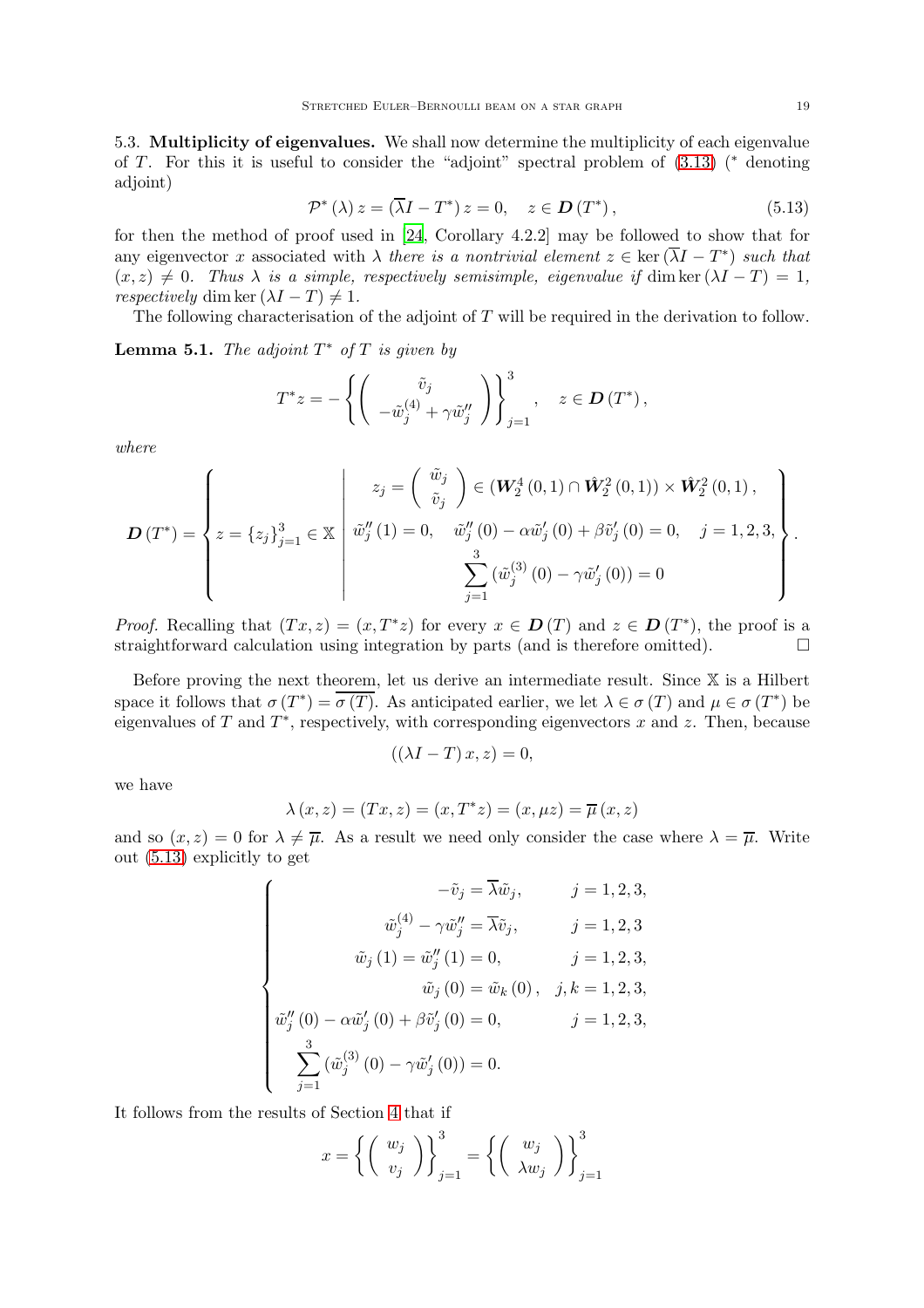5.3. **Multiplicity of eigenvalues.** We shall now determine the multiplicity of each eigenvalue of $T$. For this it is useful to consider the "adjoint" spectral problem of (3.13) ($^*$ denoting adjoint)

$$\mathcal{P}^*(\lambda) z = (\overline{\lambda} I - T^*) z = 0, \quad z \in \boldsymbol{D}(T^*), \tag{5.13}$$

for then the method of proof used in [24, Corollary 4.2.2] may be followed to show that for any eigenvector $x$ associated with $\lambda$ *there is a nontrivial element* $z \in \ker(\overline{\lambda} I - T^*)$ *such that* $(x, z) \neq 0$. *Thus* $\lambda$ *is a simple, respectively semisimple, eigenvalue if* $\dim\ker(\lambda I - T) = 1$*, respectively* $\dim\ker(\lambda I - T) \neq 1$.

The following characterisation of the adjoint of $T$ will be required in the derivation to follow.

**Lemma 5.1.** *The adjoint* $T^*$ *of* $T$ *is given by*

$$T^* z = -\left\{ \begin{pmatrix} \tilde{v}_j \\ -\tilde{w}_j^{(4)} + \gamma \tilde{w}_j'' \end{pmatrix} \right\}_{j=1}^{3}, \quad z \in \boldsymbol{D}(T^*),$$

*where*

$$\boldsymbol{D}(T^*) = \left\{ z = \{z_j\}_{j=1}^3 \in \mathbb{X} \;\middle|\; \begin{array}{c} z_j = \begin{pmatrix} \tilde{w}_j \\ \tilde{v}_j \end{pmatrix} \in \left(\boldsymbol{W}_2^4(0,1) \cap \hat{\boldsymbol{W}}_2^2(0,1)\right) \times \hat{\boldsymbol{W}}_2^2(0,1), \\ \tilde{w}_j''(1) = 0, \quad \tilde{w}_j''(0) - \alpha \tilde{w}_j'(0) + \beta \tilde{v}_j'(0) = 0, \quad j = 1,2,3, \\ \sum_{j=1}^{3} \left(\tilde{w}_j^{(3)}(0) - \gamma \tilde{w}_j'(0)\right) = 0 \end{array} \right\}.$$

*Proof.* Recalling that $(Tx, z) = (x, T^* z)$ for every $x \in \boldsymbol{D}(T)$ and $z \in \boldsymbol{D}(T^*)$, the proof is a straightforward calculation using integration by parts (and is therefore omitted). $\square$

Before proving the next theorem, let us derive an intermediate result. Since $\mathbb{X}$ is a Hilbert space it follows that $\sigma(T^*) = \overline{\sigma(T)}$. As anticipated earlier, we let $\lambda \in \sigma(T)$ and $\mu \in \sigma(T^*)$ be eigenvalues of $T$ and $T^*$, respectively, with corresponding eigenvectors $x$ and $z$. Then, because

$$((\lambda I - T) x, z) = 0,$$

we have

$$\lambda(x, z) = (Tx, z) = (x, T^* z) = (x, \mu z) = \overline{\mu}(x, z)$$

and so $(x, z) = 0$ for $\lambda \neq \overline{\mu}$. As a result we need only consider the case where $\lambda = \overline{\mu}$. Write out (5.13) explicitly to get

$$\begin{cases} -\tilde{v}_j = \overline{\lambda} \tilde{w}_j, & j = 1,2,3, \\ \tilde{w}_j^{(4)} - \gamma \tilde{w}_j'' = \overline{\lambda} \tilde{v}_j, & j = 1,2,3 \\ \tilde{w}_j(1) = \tilde{w}_j''(1) = 0, & j = 1,2,3, \\ \tilde{w}_j(0) = \tilde{w}_k(0), & j,k = 1,2,3, \\ \tilde{w}_j''(0) - \alpha \tilde{w}_j'(0) + \beta \tilde{v}_j'(0) = 0, & j = 1,2,3, \\ \sum_{j=1}^{3} \left(\tilde{w}_j^{(3)}(0) - \gamma \tilde{w}_j'(0)\right) = 0. & \end{cases}$$

It follows from the results of Section 4 that if

$$x = \left\{ \begin{pmatrix} w_j \\ v_j \end{pmatrix} \right\}_{j=1}^{3} = \left\{ \begin{pmatrix} w_j \\ \lambda w_j \end{pmatrix} \right\}_{j=1}^{3}$$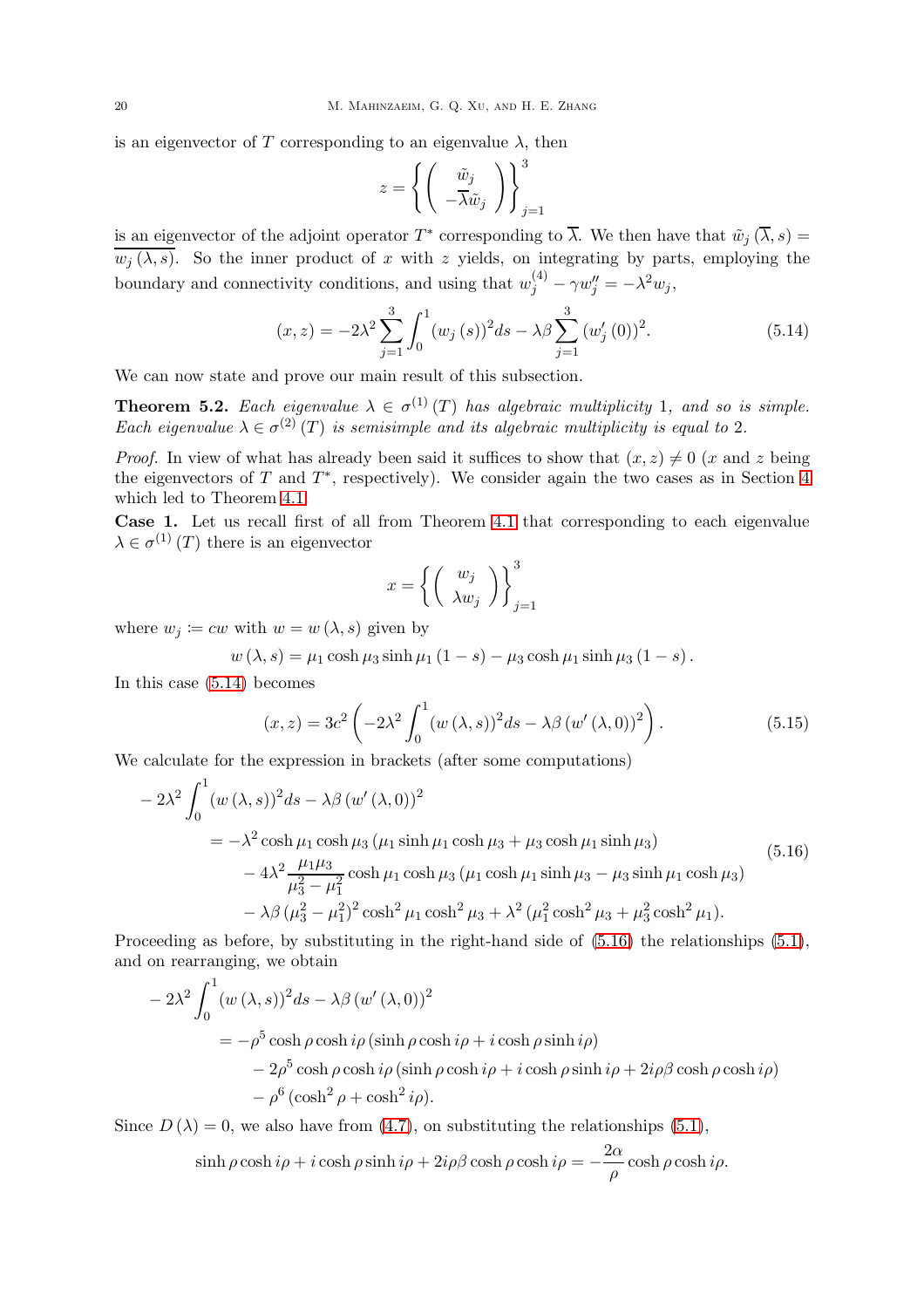is an eigenvector of $T$ corresponding to an eigenvalue $\lambda$, then

$$z = \left\{ \left( \begin{array}{c} \tilde{w}_j \\ -\overline{\lambda}\tilde{w}_j \end{array} \right) \right\}_{j=1}^{3}$$

is an eigenvector of the adjoint operator $T^*$ corresponding to $\overline{\lambda}$. We then have that $\tilde{w}_j\left(\overline{\lambda}, s\right) = \overline{w_j\left(\lambda, s\right)}$. So the inner product of $x$ with $z$ yields, on integrating by parts, employing the boundary and connectivity conditions, and using that $w_j^{(4)} - \gamma w_j'' = -\lambda^2 w_j$,

$$(x, z) = -2\lambda^2 \sum_{j=1}^{3} \int_0^1 (w_j\left(s\right))^2 ds - \lambda\beta \sum_{j=1}^{3} (w_j'\left(0\right))^2. \tag{5.14}$$

We can now state and prove our main result of this subsection.

**Theorem 5.2.** *Each eigenvalue $\lambda \in \sigma^{(1)}\left(T\right)$ has algebraic multiplicity 1, and so is simple. Each eigenvalue $\lambda \in \sigma^{(2)}\left(T\right)$ is semisimple and its algebraic multiplicity is equal to 2.*

*Proof.* In view of what has already been said it suffices to show that $(x, z) \neq 0$ ($x$ and $z$ being the eigenvectors of $T$ and $T^*$, respectively). We consider again the two cases as in Section 4 which led to Theorem 4.1.

**Case 1.** Let us recall first of all from Theorem 4.1 that corresponding to each eigenvalue $\lambda \in \sigma^{(1)}\left(T\right)$ there is an eigenvector

$$x = \left\{ \left( \begin{array}{c} w_j \\ \lambda w_j \end{array} \right) \right\}_{j=1}^{3}$$

where $w_j \coloneqq cw$ with $w = w\left(\lambda, s\right)$ given by

$$w\left(\lambda, s\right) = \mu_1 \cosh \mu_3 \sinh \mu_1 \left(1 - s\right) - \mu_3 \cosh \mu_1 \sinh \mu_3 \left(1 - s\right).$$

In this case (5.14) becomes

$$(x, z) = 3c^2 \left( -2\lambda^2 \int_0^1 (w\left(\lambda, s\right))^2 ds - \lambda\beta \left(w'\left(\lambda, 0\right)\right)^2 \right). \tag{5.15}$$

We calculate for the expression in brackets (after some computations)

$$\begin{aligned}
-2\lambda^2 &\int_0^1 (w\left(\lambda, s\right))^2 ds - \lambda\beta \left(w'\left(\lambda, 0\right)\right)^2 \\
&= -\lambda^2 \cosh \mu_1 \cosh \mu_3 \left(\mu_1 \sinh \mu_1 \cosh \mu_3 + \mu_3 \cosh \mu_1 \sinh \mu_3\right) \\
&\quad - 4\lambda^2 \frac{\mu_1 \mu_3}{\mu_3^2 - \mu_1^2} \cosh \mu_1 \cosh \mu_3 \left(\mu_1 \cosh \mu_1 \sinh \mu_3 - \mu_3 \sinh \mu_1 \cosh \mu_3\right) \\
&\quad - \lambda\beta \left(\mu_3^2 - \mu_1^2\right)^2 \cosh^2 \mu_1 \cosh^2 \mu_3 + \lambda^2 \left(\mu_1^2 \cosh^2 \mu_3 + \mu_3^2 \cosh^2 \mu_1\right).
\end{aligned} \tag{5.16}$$

Proceeding as before, by substituting in the right-hand side of (5.16) the relationships (5.1), and on rearranging, we obtain

$$\begin{aligned}
-2\lambda^2 &\int_0^1 (w\left(\lambda, s\right))^2 ds - \lambda\beta \left(w'\left(\lambda, 0\right)\right)^2 \\
&= -\rho^5 \cosh \rho \cosh i\rho \left(\sinh \rho \cosh i\rho + i \cosh \rho \sinh i\rho\right) \\
&\quad - 2\rho^5 \cosh \rho \cosh i\rho \left(\sinh \rho \cosh i\rho + i \cosh \rho \sinh i\rho + 2i\rho\beta \cosh \rho \cosh i\rho\right) \\
&\quad - \rho^6 \left(\cosh^2 \rho + \cosh^2 i\rho\right).
\end{aligned}$$

Since $D\left(\lambda\right) = 0$, we also have from (4.7), on substituting the relationships (5.1),

$$\sinh \rho \cosh i\rho + i \cosh \rho \sinh i\rho + 2i\rho\beta \cosh \rho \cosh i\rho = -\frac{2\alpha}{\rho} \cosh \rho \cosh i\rho.$$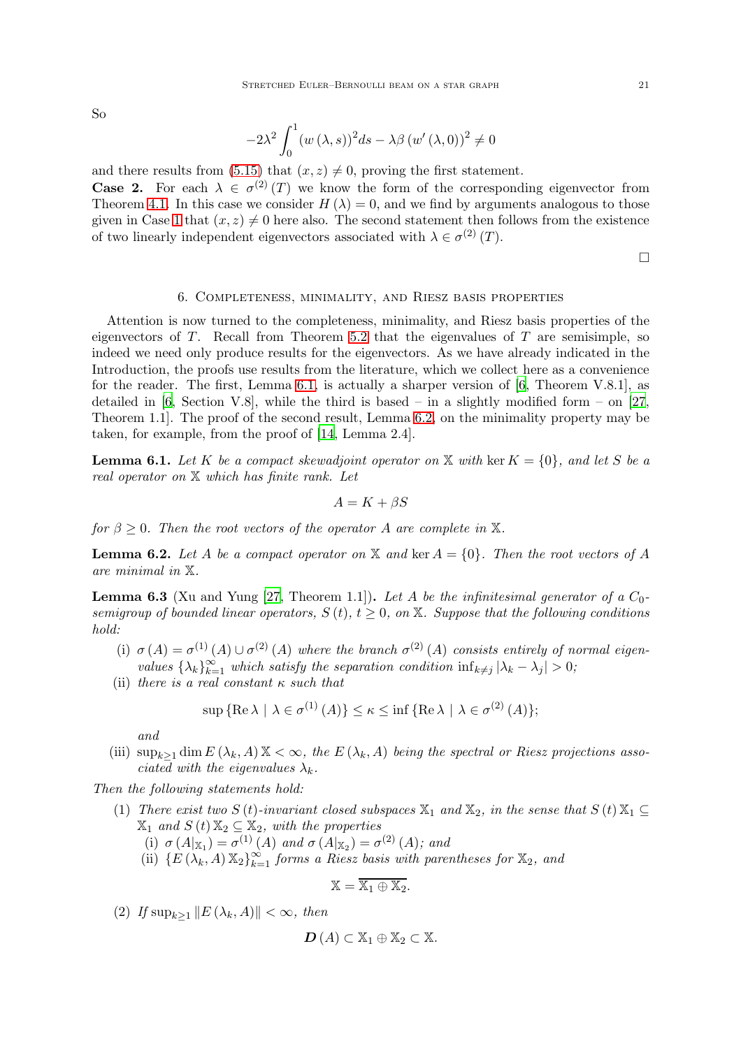So

$$-2\lambda^2 \int_0^1 (w(\lambda, s))^2 ds - \lambda\beta (w'(\lambda, 0))^2 \neq 0$$

and there results from (5.15) that $(x, z) \neq 0$, proving the first statement.

**Case 2.** For each $\lambda \in \sigma^{(2)}(T)$ we know the form of the corresponding eigenvector from Theorem 4.1. In this case we consider $H(\lambda) = 0$, and we find by arguments analogous to those given in Case 1 that $(x, z) \neq 0$ here also. The second statement then follows from the existence of two linearly independent eigenvectors associated with $\lambda \in \sigma^{(2)}(T)$.

□

## 6. Completeness, minimality, and Riesz basis properties

Attention is now turned to the completeness, minimality, and Riesz basis properties of the eigenvectors of $T$. Recall from Theorem 5.2 that the eigenvalues of $T$ are semisimple, so indeed we need only produce results for the eigenvectors. As we have already indicated in the Introduction, the proofs use results from the literature, which we collect here as a convenience for the reader. The first, Lemma 6.1, is actually a sharper version of [6, Theorem V.8.1], as detailed in [6, Section V.8], while the third is based – in a slightly modified form – on [27, Theorem 1.1]. The proof of the second result, Lemma 6.2, on the minimality property may be taken, for example, from the proof of [14, Lemma 2.4].

**Lemma 6.1.** *Let $K$ be a compact skewadjoint operator on $\mathbb{X}$ with $\ker K = \{0\}$, and let $S$ be a real operator on $\mathbb{X}$ which has finite rank. Let*

$$A = K + \beta S$$

*for $\beta \geq 0$. Then the root vectors of the operator $A$ are complete in $\mathbb{X}$.*

**Lemma 6.2.** *Let $A$ be a compact operator on $\mathbb{X}$ and $\ker A = \{0\}$. Then the root vectors of $A$ are minimal in $\mathbb{X}$.*

**Lemma 6.3** (Xu and Yung [27, Theorem 1.1])**.** *Let $A$ be the infinitesimal generator of a $C_0$-semigroup of bounded linear operators, $S(t)$, $t \geq 0$, on $\mathbb{X}$. Suppose that the following conditions hold:*

(i) *$\sigma(A) = \sigma^{(1)}(A) \cup \sigma^{(2)}(A)$ where the branch $\sigma^{(2)}(A)$ consists entirely of normal eigenvalues $\{\lambda_k\}_{k=1}^{\infty}$ which satisfy the separation condition $\inf_{k\neq j} |\lambda_k - \lambda_j| > 0$;*

(ii) *there is a real constant $\kappa$ such that*

$$\sup\{\operatorname{Re}\lambda \mid \lambda \in \sigma^{(1)}(A)\} \leq \kappa \leq \inf\{\operatorname{Re}\lambda \mid \lambda \in \sigma^{(2)}(A)\};$$

*and*

(iii) *$\sup_{k\geq 1} \dim E(\lambda_k, A)\mathbb{X} < \infty$, the $E(\lambda_k, A)$ being the spectral or Riesz projections associated with the eigenvalues $\lambda_k$.*

*Then the following statements hold:*

(1) *There exist two $S(t)$-invariant closed subspaces $\mathbb{X}_1$ and $\mathbb{X}_2$, in the sense that $S(t)\mathbb{X}_1 \subseteq \mathbb{X}_1$ and $S(t)\mathbb{X}_2 \subseteq \mathbb{X}_2$, with the properties*
   (i) *$\sigma(A|_{\mathbb{X}_1}) = \sigma^{(1)}(A)$ and $\sigma(A|_{\mathbb{X}_2}) = \sigma^{(2)}(A)$; and*
   (ii) *$\{E(\lambda_k, A)\mathbb{X}_2\}_{k=1}^{\infty}$ forms a Riesz basis with parentheses for $\mathbb{X}_2$, and*

$$\mathbb{X} = \overline{\mathbb{X}_1 \oplus \mathbb{X}_2}.$$

(2) *If $\sup_{k\geq 1} \|E(\lambda_k, A)\| < \infty$, then*

$$\boldsymbol{D}(A) \subset \mathbb{X}_1 \oplus \mathbb{X}_2 \subset \mathbb{X}.$$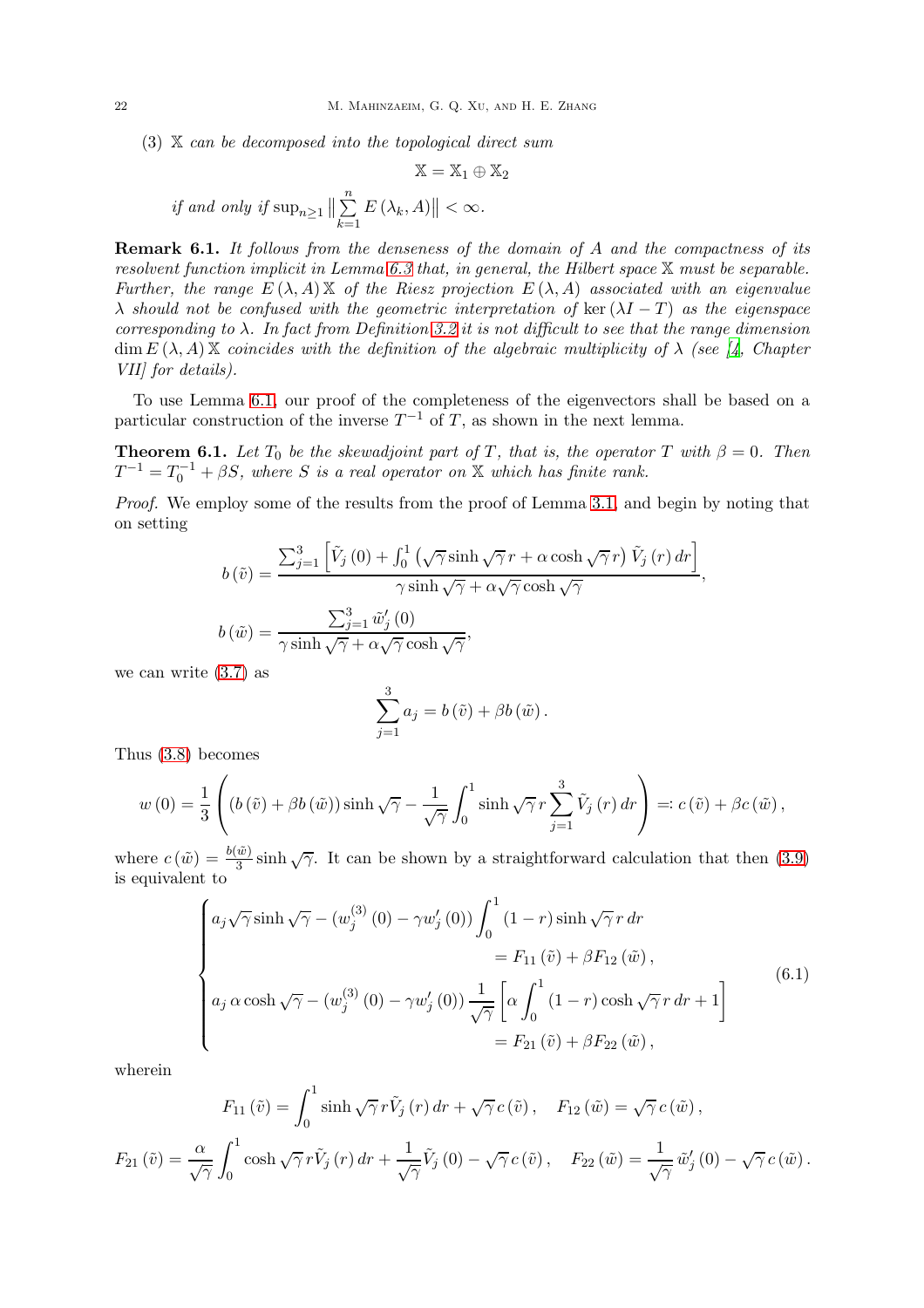(3) $\mathbb{X}$ *can be decomposed into the topological direct sum*

$$\mathbb{X} = \mathbb{X}_1 \oplus \mathbb{X}_2$$

*if and only if* $\sup_{n\geq 1} \left\| \sum_{k=1}^{n} E(\lambda_k, A) \right\| < \infty$.

**Remark 6.1.** *It follows from the denseness of the domain of $A$ and the compactness of its resolvent function implicit in Lemma 6.3 that, in general, the Hilbert space $\mathbb{X}$ must be separable. Further, the range $E(\lambda, A)\mathbb{X}$ of the Riesz projection $E(\lambda, A)$ associated with an eigenvalue $\lambda$ should not be confused with the geometric interpretation of $\ker(\lambda I - T)$ as the eigenspace corresponding to $\lambda$. In fact from Definition 3.2 it is not difficult to see that the range dimension $\dim E(\lambda, A)\mathbb{X}$ coincides with the definition of the algebraic multiplicity of $\lambda$ (see [4, Chapter VII] for details).*

To use Lemma 6.1, our proof of the completeness of the eigenvectors shall be based on a particular construction of the inverse $T^{-1}$ of $T$, as shown in the next lemma.

**Theorem 6.1.** *Let $T_0$ be the skewadjoint part of $T$, that is, the operator $T$ with $\beta = 0$. Then $T^{-1} = T_0^{-1} + \beta S$, where $S$ is a real operator on $\mathbb{X}$ which has finite rank.*

*Proof.* We employ some of the results from the proof of Lemma 3.1, and begin by noting that on setting

$$b(\tilde{v}) = \frac{\sum_{j=1}^{3}\left[\tilde{V}_j(0) + \int_0^1 \left(\sqrt{\gamma}\sinh\sqrt{\gamma}\, r + \alpha\cosh\sqrt{\gamma}\, r\right)\tilde{V}_j(r)\, dr\right]}{\gamma\sinh\sqrt{\gamma} + \alpha\sqrt{\gamma}\cosh\sqrt{\gamma}},$$

$$b(\tilde{w}) = \frac{\sum_{j=1}^{3}\tilde{w}_j'(0)}{\gamma\sinh\sqrt{\gamma} + \alpha\sqrt{\gamma}\cosh\sqrt{\gamma}},$$

we can write (3.7) as

$$\sum_{j=1}^{3} a_j = b(\tilde{v}) + \beta b(\tilde{w}).$$

Thus (3.8) becomes

$$w(0) = \frac{1}{3}\left((b(\tilde{v}) + \beta b(\tilde{w}))\sinh\sqrt{\gamma} - \frac{1}{\sqrt{\gamma}}\int_0^1 \sinh\sqrt{\gamma}\, r\sum_{j=1}^{3}\tilde{V}_j(r)\, dr\right) =: c(\tilde{v}) + \beta c(\tilde{w}),$$

where $c(\tilde{w}) = \frac{b(\tilde{w})}{3}\sinh\sqrt{\gamma}$. It can be shown by a straightforward calculation that then (3.9) is equivalent to

$$\begin{cases} a_j\sqrt{\gamma}\sinh\sqrt{\gamma} - (w_j^{(3)}(0) - \gamma w_j'(0))\displaystyle\int_0^1 (1-r)\sinh\sqrt{\gamma}\, r\, dr \\ \qquad\qquad\qquad\qquad\qquad\qquad\qquad = F_{11}(\tilde{v}) + \beta F_{12}(\tilde{w}), \\ a_j\,\alpha\cosh\sqrt{\gamma} - (w_j^{(3)}(0) - \gamma w_j'(0))\dfrac{1}{\sqrt{\gamma}}\left[\alpha\displaystyle\int_0^1 (1-r)\cosh\sqrt{\gamma}\, r\, dr + 1\right] \\ \qquad\qquad\qquad\qquad\qquad\qquad\qquad = F_{21}(\tilde{v}) + \beta F_{22}(\tilde{w}), \end{cases} \tag{6.1}$$

wherein

$$F_{11}(\tilde{v}) = \int_0^1 \sinh\sqrt{\gamma}\, r\tilde{V}_j(r)\, dr + \sqrt{\gamma}\, c(\tilde{v}), \quad F_{12}(\tilde{w}) = \sqrt{\gamma}\, c(\tilde{w}),$$

$$F_{21}(\tilde{v}) = \frac{\alpha}{\sqrt{\gamma}}\int_0^1 \cosh\sqrt{\gamma}\, r\tilde{V}_j(r)\, dr + \frac{1}{\sqrt{\gamma}}\tilde{V}_j(0) - \sqrt{\gamma}\, c(\tilde{v}), \quad F_{22}(\tilde{w}) = \frac{1}{\sqrt{\gamma}}\tilde{w}_j'(0) - \sqrt{\gamma}\, c(\tilde{w}).$$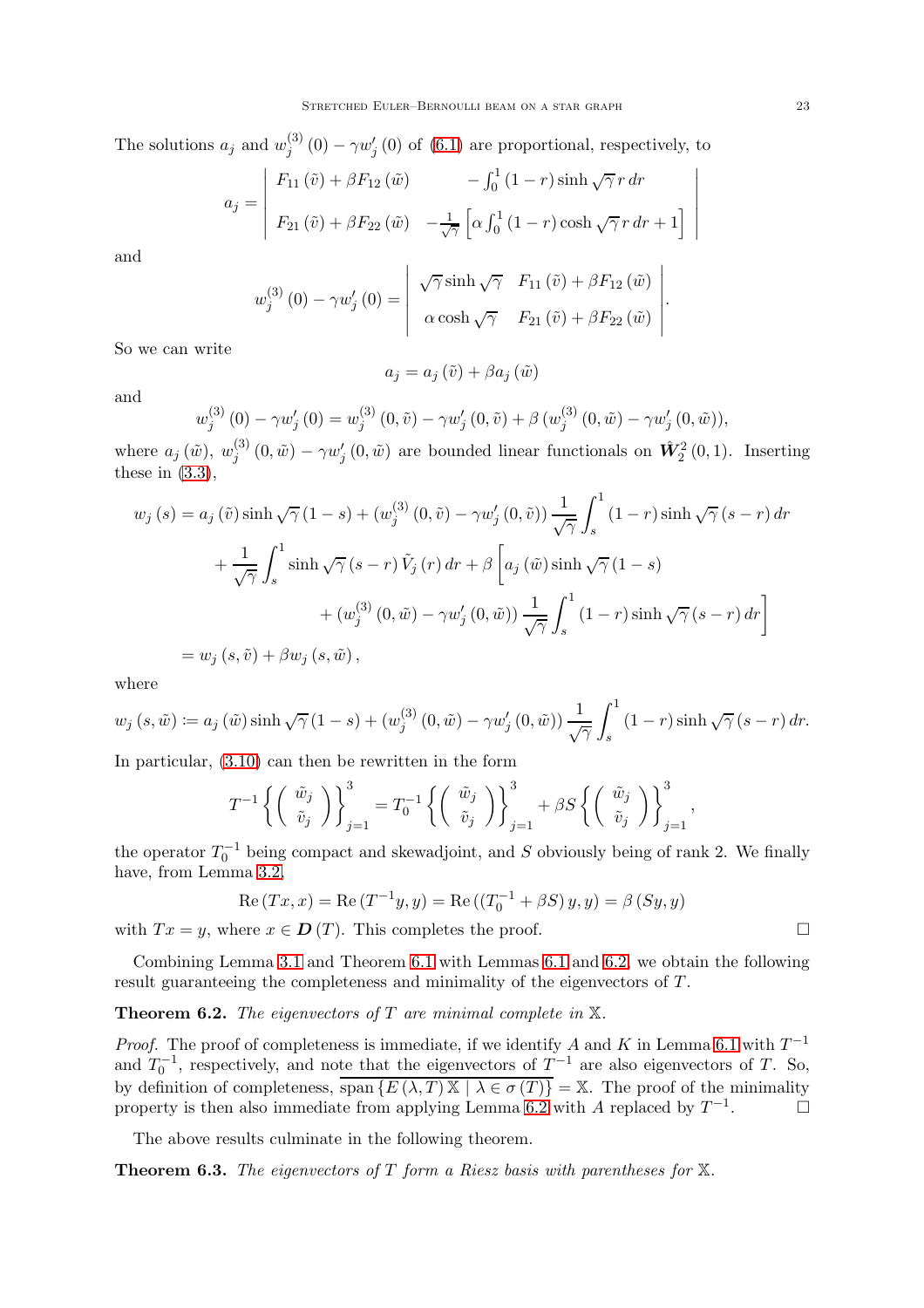The solutions $a_j$ and $w_j^{(3)}(0) - \gamma w_j'(0)$ of (6.1) are proportional, respectively, to

$$a_j = \begin{vmatrix} F_{11}(\tilde{v}) + \beta F_{12}(\tilde{w}) & -\int_0^1 (1-r)\sinh\sqrt{\gamma}\, r\, dr \\ F_{21}(\tilde{v}) + \beta F_{22}(\tilde{w}) & -\frac{1}{\sqrt{\gamma}}\left[\alpha \int_0^1 (1-r)\cosh\sqrt{\gamma}\, r\, dr + 1\right] \end{vmatrix}$$

and

$$w_j^{(3)}(0) - \gamma w_j'(0) = \begin{vmatrix} \sqrt{\gamma}\sinh\sqrt{\gamma} & F_{11}(\tilde{v}) + \beta F_{12}(\tilde{w}) \\ \alpha\cosh\sqrt{\gamma} & F_{21}(\tilde{v}) + \beta F_{22}(\tilde{w}) \end{vmatrix}.$$

So we can write

$$a_j = a_j(\tilde{v}) + \beta a_j(\tilde{w})$$

and

$$w_j^{(3)}(0) - \gamma w_j'(0) = w_j^{(3)}(0,\tilde{v}) - \gamma w_j'(0,\tilde{v}) + \beta\,(w_j^{(3)}(0,\tilde{w}) - \gamma w_j'(0,\tilde{w})),$$

where $a_j(\tilde{w})$, $w_j^{(3)}(0,\tilde{w}) - \gamma w_j'(0,\tilde{w})$ are bounded linear functionals on $\mathring{\boldsymbol{W}}_2^2(0,1)$. Inserting these in (3.3),

$$\begin{aligned} w_j(s) &= a_j(\tilde{v})\sinh\sqrt{\gamma}(1-s) + (w_j^{(3)}(0,\tilde{v}) - \gamma w_j'(0,\tilde{v}))\frac{1}{\sqrt{\gamma}}\int_s^1 (1-r)\sinh\sqrt{\gamma}(s-r)\,dr \\ &\quad + \frac{1}{\sqrt{\gamma}}\int_s^1 \sinh\sqrt{\gamma}(s-r)\,\tilde{V}_j(r)\,dr + \beta\left[a_j(\tilde{w})\sinh\sqrt{\gamma}(1-s)\right. \\ &\qquad\qquad \left. + (w_j^{(3)}(0,\tilde{w}) - \gamma w_j'(0,\tilde{w}))\frac{1}{\sqrt{\gamma}}\int_s^1 (1-r)\sinh\sqrt{\gamma}(s-r)\,dr\right] \\ &= w_j(s,\tilde{v}) + \beta w_j(s,\tilde{w}), \end{aligned}$$

where

$$w_j(s,\tilde{w}) \coloneqq a_j(\tilde{w})\sinh\sqrt{\gamma}(1-s) + (w_j^{(3)}(0,\tilde{w}) - \gamma w_j'(0,\tilde{w}))\frac{1}{\sqrt{\gamma}}\int_s^1 (1-r)\sinh\sqrt{\gamma}(s-r)\,dr.$$

In particular, (3.10) can then be rewritten in the form

$$T^{-1}\left\{\begin{pmatrix} \tilde{w}_j \\ \tilde{v}_j \end{pmatrix}\right\}_{j=1}^3 = T_0^{-1}\left\{\begin{pmatrix} \tilde{w}_j \\ \tilde{v}_j \end{pmatrix}\right\}_{j=1}^3 + \beta S\left\{\begin{pmatrix} \tilde{w}_j \\ \tilde{v}_j \end{pmatrix}\right\}_{j=1}^3,$$

the operator $T_0^{-1}$ being compact and skewadjoint, and $S$ obviously being of rank 2. We finally have, from Lemma 3.2,

$$\operatorname{Re}(Tx,x) = \operatorname{Re}(T^{-1}y,y) = \operatorname{Re}((T_0^{-1} + \beta S)\,y,y) = \beta\,(Sy,y)$$

with $Tx = y$, where $x \in \boldsymbol{D}(T)$. This completes the proof. □

Combining Lemma 3.1 and Theorem 6.1 with Lemmas 6.1 and 6.2, we obtain the following result guaranteeing the completeness and minimality of the eigenvectors of $T$.

**Theorem 6.2.** *The eigenvectors of $T$ are minimal complete in $\mathbb{X}$.*

*Proof.* The proof of completeness is immediate, if we identify $A$ and $K$ in Lemma 6.1 with $T^{-1}$ and $T_0^{-1}$, respectively, and note that the eigenvectors of $T^{-1}$ are also eigenvectors of $T$. So, by definition of completeness, $\overline{\operatorname{span}\{E(\lambda,T)\,\mathbb{X} \mid \lambda \in \sigma(T)\}} = \mathbb{X}$. The proof of the minimality property is then also immediate from applying Lemma 6.2 with $A$ replaced by $T^{-1}$. □

The above results culminate in the following theorem.

**Theorem 6.3.** *The eigenvectors of $T$ form a Riesz basis with parentheses for $\mathbb{X}$.*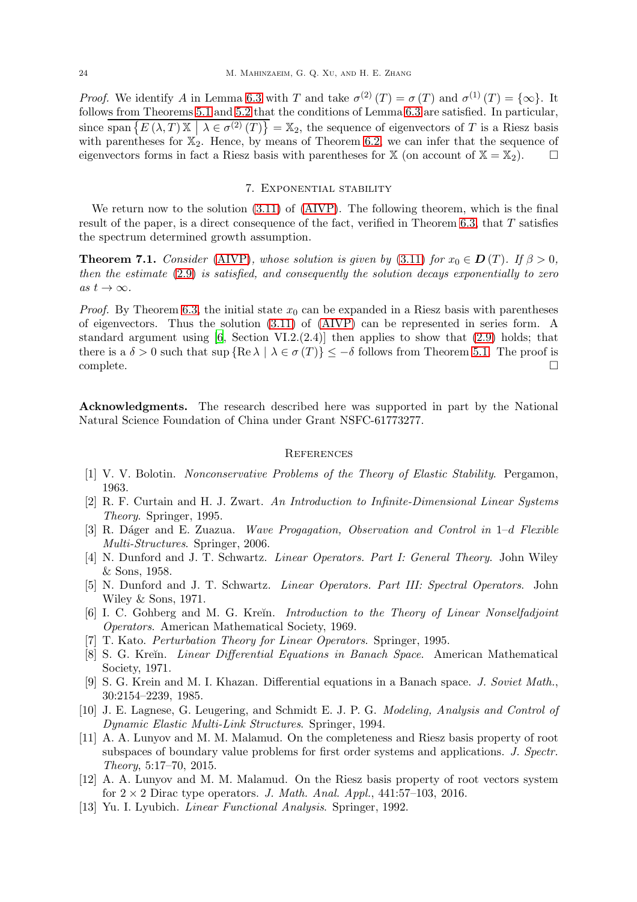*Proof.* We identify $A$ in Lemma 6.3 with $T$ and take $\sigma^{(2)}(T) = \sigma(T)$ and $\sigma^{(1)}(T) = \{\infty\}$. It follows from Theorems 5.1 and 5.2 that the conditions of Lemma 6.3 are satisfied. In particular, since $\overline{\operatorname{span}\left\{E(\lambda, T)\mathbb{X} \mid \lambda \in \sigma^{(2)}(T)\right\}} = \mathbb{X}_2$, the sequence of eigenvectors of $T$ is a Riesz basis with parentheses for $\mathbb{X}_2$. Hence, by means of Theorem 6.2, we can infer that the sequence of eigenvectors forms in fact a Riesz basis with parentheses for $\mathbb{X}$ (on account of $\mathbb{X} = \mathbb{X}_2$). □

## 7. Exponential stability

We return now to the solution (3.11) of (AIVP). The following theorem, which is the final result of the paper, is a direct consequence of the fact, verified in Theorem 6.3, that $T$ satisfies the spectrum determined growth assumption.

**Theorem 7.1.** *Consider* (AIVP)*, whose solution is given by* (3.11) *for* $x_0 \in \boldsymbol{D}(T)$*. If* $\beta > 0$*, then the estimate* (2.9) *is satisfied, and consequently the solution decays exponentially to zero as* $t \to \infty$*.*

*Proof.* By Theorem 6.3, the initial state $x_0$ can be expanded in a Riesz basis with parentheses of eigenvectors. Thus the solution (3.11) of (AIVP) can be represented in series form. A standard argument using [6, Section VI.2.(2.4)] then applies to show that (2.9) holds; that there is a $\delta > 0$ such that $\sup\{\operatorname{Re}\lambda \mid \lambda \in \sigma(T)\} \le -\delta$ follows from Theorem 5.1. The proof is complete. □

**Acknowledgments.** The research described here was supported in part by the National Natural Science Foundation of China under Grant NSFC-61773277.

## References

[1] V. V. Bolotin. *Nonconservative Problems of the Theory of Elastic Stability*. Pergamon, 1963.

[2] R. F. Curtain and H. J. Zwart. *An Introduction to Infinite-Dimensional Linear Systems Theory*. Springer, 1995.

[3] R. Dáger and E. Zuazua. *Wave Progagation, Observation and Control in 1–d Flexible Multi-Structures*. Springer, 2006.

[4] N. Dunford and J. T. Schwartz. *Linear Operators. Part I: General Theory*. John Wiley & Sons, 1958.

[5] N. Dunford and J. T. Schwartz. *Linear Operators. Part III: Spectral Operators*. John Wiley & Sons, 1971.

[6] I. C. Gohberg and M. G. Kreĭn. *Introduction to the Theory of Linear Nonselfadjoint Operators*. American Mathematical Society, 1969.

[7] T. Kato. *Perturbation Theory for Linear Operators*. Springer, 1995.

[8] S. G. Kreĭn. *Linear Differential Equations in Banach Space*. American Mathematical Society, 1971.

[9] S. G. Krein and M. I. Khazan. Differential equations in a Banach space. *J. Soviet Math.*, 30:2154–2239, 1985.

[10] J. E. Lagnese, G. Leugering, and Schmidt E. J. P. G. *Modeling, Analysis and Control of Dynamic Elastic Multi-Link Structures*. Springer, 1994.

[11] A. A. Lunyov and M. M. Malamud. On the completeness and Riesz basis property of root subspaces of boundary value problems for first order systems and applications. *J. Spectr. Theory*, 5:17–70, 2015.

[12] A. A. Lunyov and M. M. Malamud. On the Riesz basis property of root vectors system for $2 \times 2$ Dirac type operators. *J. Math. Anal. Appl.*, 441:57–103, 2016.

[13] Yu. I. Lyubich. *Linear Functional Analysis*. Springer, 1992.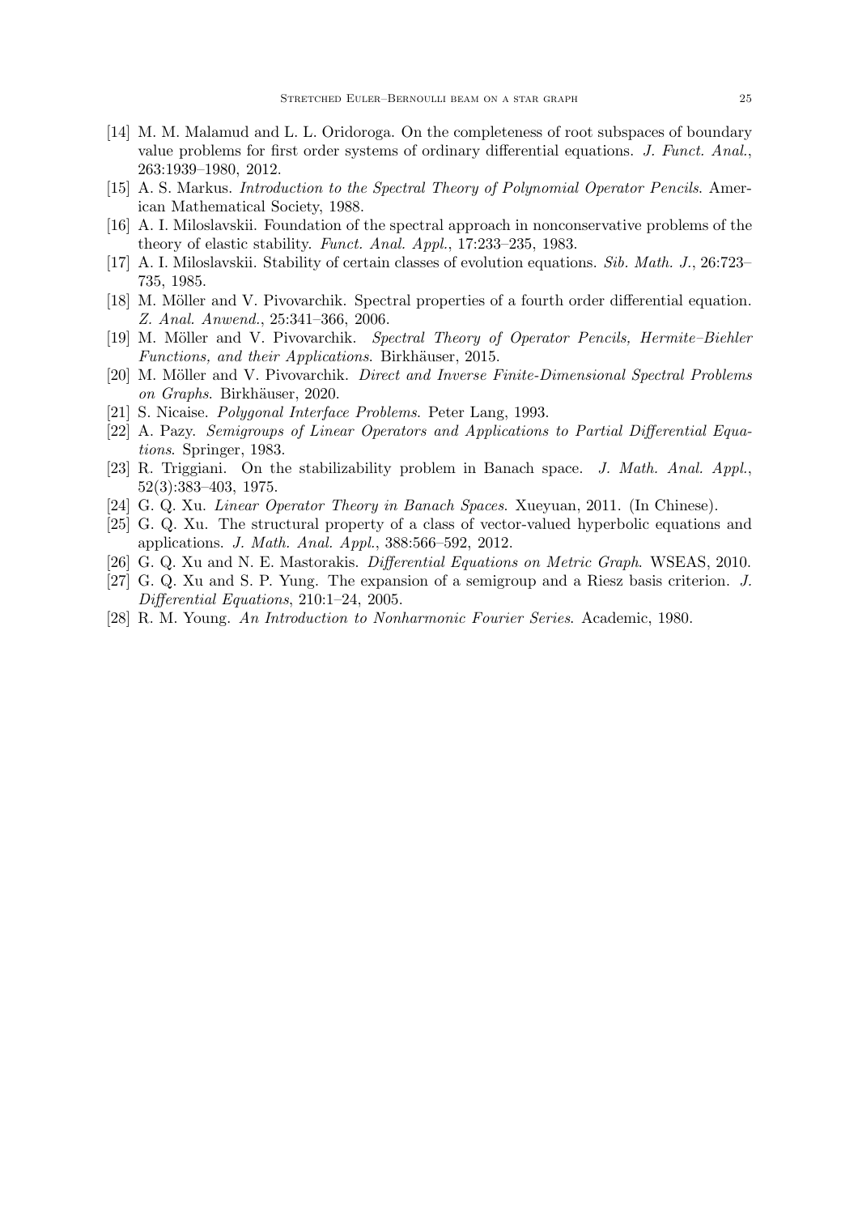[14] M. M. Malamud and L. L. Oridoroga. On the completeness of root subspaces of boundary value problems for first order systems of ordinary differential equations. *J. Funct. Anal.*, 263:1939–1980, 2012.

[15] A. S. Markus. *Introduction to the Spectral Theory of Polynomial Operator Pencils*. American Mathematical Society, 1988.

[16] A. I. Miloslavskii. Foundation of the spectral approach in nonconservative problems of the theory of elastic stability. *Funct. Anal. Appl.*, 17:233–235, 1983.

[17] A. I. Miloslavskii. Stability of certain classes of evolution equations. *Sib. Math. J.*, 26:723–735, 1985.

[18] M. Möller and V. Pivovarchik. Spectral properties of a fourth order differential equation. *Z. Anal. Anwend.*, 25:341–366, 2006.

[19] M. Möller and V. Pivovarchik. *Spectral Theory of Operator Pencils, Hermite–Biehler Functions, and their Applications*. Birkhäuser, 2015.

[20] M. Möller and V. Pivovarchik. *Direct and Inverse Finite-Dimensional Spectral Problems on Graphs*. Birkhäuser, 2020.

[21] S. Nicaise. *Polygonal Interface Problems*. Peter Lang, 1993.

[22] A. Pazy. *Semigroups of Linear Operators and Applications to Partial Differential Equations*. Springer, 1983.

[23] R. Triggiani. On the stabilizability problem in Banach space. *J. Math. Anal. Appl.*, 52(3):383–403, 1975.

[24] G. Q. Xu. *Linear Operator Theory in Banach Spaces*. Xueyuan, 2011. (In Chinese).

[25] G. Q. Xu. The structural property of a class of vector-valued hyperbolic equations and applications. *J. Math. Anal. Appl.*, 388:566–592, 2012.

[26] G. Q. Xu and N. E. Mastorakis. *Differential Equations on Metric Graph*. WSEAS, 2010.

[27] G. Q. Xu and S. P. Yung. The expansion of a semigroup and a Riesz basis criterion. *J. Differential Equations*, 210:1–24, 2005.

[28] R. M. Young. *An Introduction to Nonharmonic Fourier Series*. Academic, 1980.